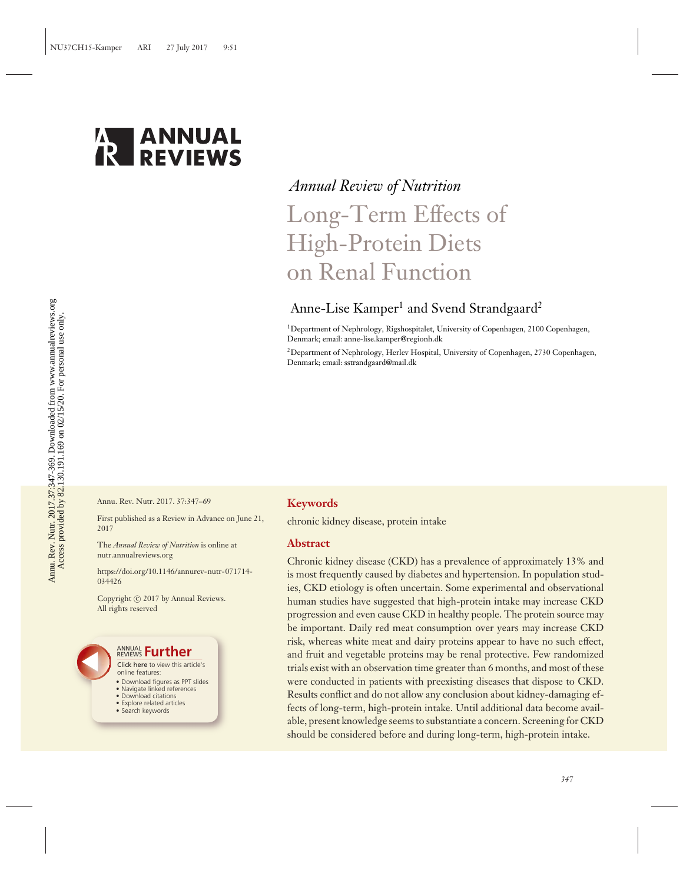*Annual Review of Nutrition*

# Long-Term Effects of High-Protein Diets on Renal Function

Anne-Lise Kamper[1] and Svend Strandgaard[2]

[1]Department of Nephrology, Rigshospitalet, University of Copenhagen, 2100 Copenhagen, Denmark; email: anne-lise.kamper@regionh.dk

[2]Department of Nephrology, Herlev Hospital, University of Copenhagen, 2730 Copenhagen, Denmark; email: sstrandgaard@mail.dk

Annu. Rev. Nutr. 2017. 37:347–69

First published as a Review in Advance on June 21, 2017

The *Annual Review of Nutrition* is online at nutr.annualreviews.org

https://doi.org/10.1146/annurev-nutr-071714-034426

Copyright © 2017 by Annual Reviews. All rights reserved

## Keywords

chronic kidney disease, protein intake

## Abstract

Chronic kidney disease (CKD) has a prevalence of approximately 13% and is most frequently caused by diabetes and hypertension. In population studies, CKD etiology is often uncertain. Some experimental and observational human studies have suggested that high-protein intake may increase CKD progression and even cause CKD in healthy people. The protein source may be important. Daily red meat consumption over years may increase CKD risk, whereas white meat and dairy proteins appear to have no such effect, and fruit and vegetable proteins may be renal protective. Few randomized trials exist with an observation time greater than 6 months, and most of these were conducted in patients with preexisting diseases that dispose to CKD. Results conflict and do not allow any conclusion about kidney-damaging effects of long-term, high-protein intake. Until additional data become available, present knowledge seems to substantiate a concern. Screening for CKD should be considered before and during long-term, high-protein intake.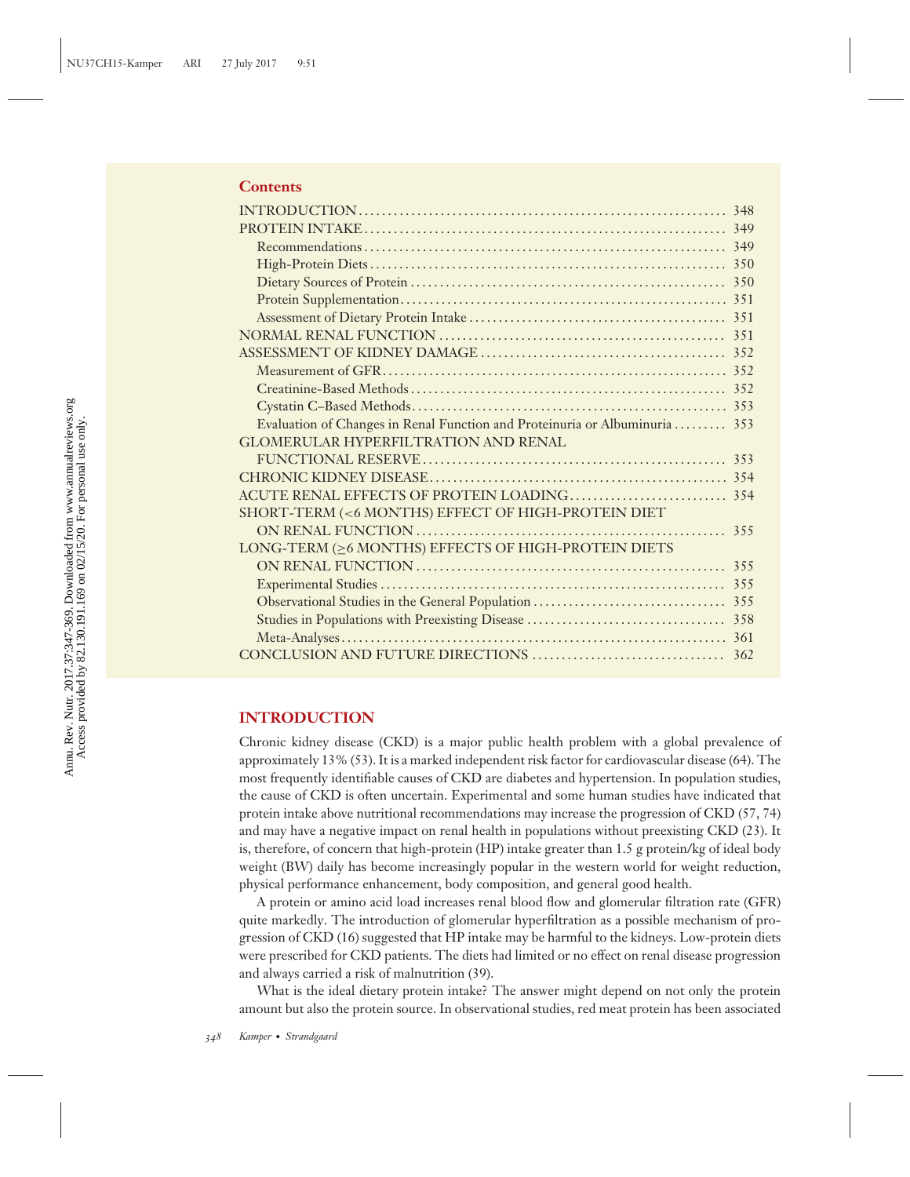## Contents

| | |
|---|---|
| INTRODUCTION | 348 |
| PROTEIN INTAKE | 349 |
| Recommendations | 349 |
| High-Protein Diets | 350 |
| Dietary Sources of Protein | 350 |
| Protein Supplementation | 351 |
| Assessment of Dietary Protein Intake | 351 |
| NORMAL RENAL FUNCTION | 351 |
| ASSESSMENT OF KIDNEY DAMAGE | 352 |
| Measurement of GFR | 352 |
| Creatinine-Based Methods | 352 |
| Cystatin C–Based Methods | 353 |
| Evaluation of Changes in Renal Function and Proteinuria or Albuminuria | 353 |
| GLOMERULAR HYPERFILTRATION AND RENAL FUNCTIONAL RESERVE | 353 |
| CHRONIC KIDNEY DISEASE | 354 |
| ACUTE RENAL EFFECTS OF PROTEIN LOADING | 354 |
| SHORT-TERM (<6 MONTHS) EFFECT OF HIGH-PROTEIN DIET ON RENAL FUNCTION | 355 |
| LONG-TERM (≥6 MONTHS) EFFECTS OF HIGH-PROTEIN DIETS ON RENAL FUNCTION | 355 |
| Experimental Studies | 355 |
| Observational Studies in the General Population | 355 |
| Studies in Populations with Preexisting Disease | 358 |
| Meta-Analyses | 361 |
| CONCLUSION AND FUTURE DIRECTIONS | 362 |

## INTRODUCTION

Chronic kidney disease (CKD) is a major public health problem with a global prevalence of approximately 13% (53). It is a marked independent risk factor for cardiovascular disease (64). The most frequently identifiable causes of CKD are diabetes and hypertension. In population studies, the cause of CKD is often uncertain. Experimental and some human studies have indicated that protein intake above nutritional recommendations may increase the progression of CKD (57, 74) and may have a negative impact on renal health in populations without preexisting CKD (23). It is, therefore, of concern that high-protein (HP) intake greater than 1.5 g protein/kg of ideal body weight (BW) daily has become increasingly popular in the western world for weight reduction, physical performance enhancement, body composition, and general good health.

A protein or amino acid load increases renal blood flow and glomerular filtration rate (GFR) quite markedly. The introduction of glomerular hyperfiltration as a possible mechanism of progression of CKD (16) suggested that HP intake may be harmful to the kidneys. Low-protein diets were prescribed for CKD patients. The diets had limited or no effect on renal disease progression and always carried a risk of malnutrition (39).

What is the ideal dietary protein intake? The answer might depend on not only the protein amount but also the protein source. In observational studies, red meat protein has been associated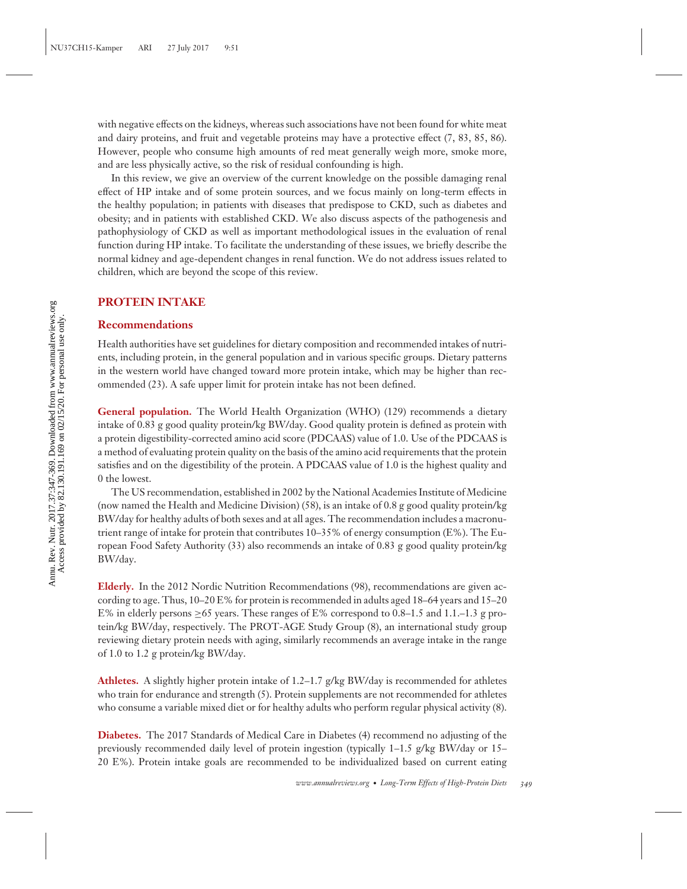with negative effects on the kidneys, whereas such associations have not been found for white meat and dairy proteins, and fruit and vegetable proteins may have a protective effect (7, 83, 85, 86). However, people who consume high amounts of red meat generally weigh more, smoke more, and are less physically active, so the risk of residual confounding is high.

In this review, we give an overview of the current knowledge on the possible damaging renal effect of HP intake and of some protein sources, and we focus mainly on long-term effects in the healthy population; in patients with diseases that predispose to CKD, such as diabetes and obesity; and in patients with established CKD. We also discuss aspects of the pathogenesis and pathophysiology of CKD as well as important methodological issues in the evaluation of renal function during HP intake. To facilitate the understanding of these issues, we briefly describe the normal kidney and age-dependent changes in renal function. We do not address issues related to children, which are beyond the scope of this review.

## PROTEIN INTAKE

### Recommendations

Health authorities have set guidelines for dietary composition and recommended intakes of nutrients, including protein, in the general population and in various specific groups. Dietary patterns in the western world have changed toward more protein intake, which may be higher than recommended (23). A safe upper limit for protein intake has not been defined.

**General population.** The World Health Organization (WHO) (129) recommends a dietary intake of 0.83 g good quality protein/kg BW/day. Good quality protein is defined as protein with a protein digestibility-corrected amino acid score (PDCAAS) value of 1.0. Use of the PDCAAS is a method of evaluating protein quality on the basis of the amino acid requirements that the protein satisfies and on the digestibility of the protein. A PDCAAS value of 1.0 is the highest quality and 0 the lowest.

The US recommendation, established in 2002 by the National Academies Institute of Medicine (now named the Health and Medicine Division) (58), is an intake of 0.8 g good quality protein/kg BW/day for healthy adults of both sexes and at all ages. The recommendation includes a macronutrient range of intake for protein that contributes 10–35% of energy consumption (E%). The European Food Safety Authority (33) also recommends an intake of 0.83 g good quality protein/kg BW/day.

**Elderly.** In the 2012 Nordic Nutrition Recommendations (98), recommendations are given according to age. Thus, 10–20 E% for protein is recommended in adults aged 18–64 years and 15–20 E% in elderly persons ≥65 years. These ranges of E% correspond to 0.8–1.5 and 1.1.–1.3 g protein/kg BW/day, respectively. The PROT-AGE Study Group (8), an international study group reviewing dietary protein needs with aging, similarly recommends an average intake in the range of 1.0 to 1.2 g protein/kg BW/day.

**Athletes.** A slightly higher protein intake of 1.2–1.7 g/kg BW/day is recommended for athletes who train for endurance and strength (5). Protein supplements are not recommended for athletes who consume a variable mixed diet or for healthy adults who perform regular physical activity (8).

**Diabetes.** The 2017 Standards of Medical Care in Diabetes (4) recommend no adjusting of the previously recommended daily level of protein ingestion (typically 1–1.5 g/kg BW/day or 15–20 E%). Protein intake goals are recommended to be individualized based on current eating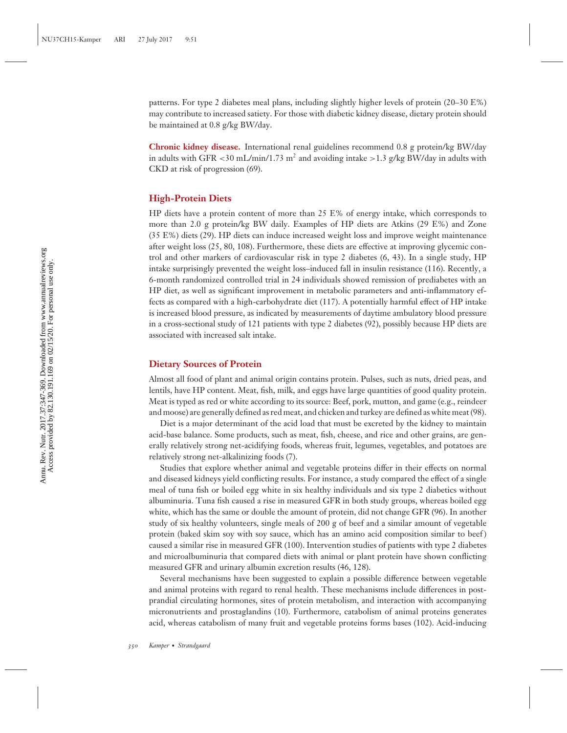patterns. For type 2 diabetes meal plans, including slightly higher levels of protein (20–30 E%) may contribute to increased satiety. For those with diabetic kidney disease, dietary protein should be maintained at 0.8 g/kg BW/day.

**Chronic kidney disease.** International renal guidelines recommend 0.8 g protein/kg BW/day in adults with GFR <30 mL/min/1.73 $m^2$ and avoiding intake >1.3 g/kg BW/day in adults with CKD at risk of progression (69).

## High-Protein Diets

HP diets have a protein content of more than 25 E% of energy intake, which corresponds to more than 2.0 g protein/kg BW daily. Examples of HP diets are Atkins (29 E%) and Zone (35 E%) diets (29). HP diets can induce increased weight loss and improve weight maintenance after weight loss (25, 80, 108). Furthermore, these diets are effective at improving glycemic control and other markers of cardiovascular risk in type 2 diabetes (6, 43). In a single study, HP intake surprisingly prevented the weight loss–induced fall in insulin resistance (116). Recently, a 6-month randomized controlled trial in 24 individuals showed remission of prediabetes with an HP diet, as well as significant improvement in metabolic parameters and anti-inflammatory effects as compared with a high-carbohydrate diet (117). A potentially harmful effect of HP intake is increased blood pressure, as indicated by measurements of daytime ambulatory blood pressure in a cross-sectional study of 121 patients with type 2 diabetes (92), possibly because HP diets are associated with increased salt intake.

## Dietary Sources of Protein

Almost all food of plant and animal origin contains protein. Pulses, such as nuts, dried peas, and lentils, have HP content. Meat, fish, milk, and eggs have large quantities of good quality protein. Meat is typed as red or white according to its source: Beef, pork, mutton, and game (e.g., reindeer and moose) are generally defined as red meat, and chicken and turkey are defined as white meat (98).

Diet is a major determinant of the acid load that must be excreted by the kidney to maintain acid-base balance. Some products, such as meat, fish, cheese, and rice and other grains, are generally relatively strong net-acidifying foods, whereas fruit, legumes, vegetables, and potatoes are relatively strong net-alkalinizing foods (7).

Studies that explore whether animal and vegetable proteins differ in their effects on normal and diseased kidneys yield conflicting results. For instance, a study compared the effect of a single meal of tuna fish or boiled egg white in six healthy individuals and six type 2 diabetics without albuminuria. Tuna fish caused a rise in measured GFR in both study groups, whereas boiled egg white, which has the same or double the amount of protein, did not change GFR (96). In another study of six healthy volunteers, single meals of 200 g of beef and a similar amount of vegetable protein (baked skim soy with soy sauce, which has an amino acid composition similar to beef) caused a similar rise in measured GFR (100). Intervention studies of patients with type 2 diabetes and microalbuminuria that compared diets with animal or plant protein have shown conflicting measured GFR and urinary albumin excretion results (46, 128).

Several mechanisms have been suggested to explain a possible difference between vegetable and animal proteins with regard to renal health. These mechanisms include differences in postprandial circulating hormones, sites of protein metabolism, and interaction with accompanying micronutrients and prostaglandins (10). Furthermore, catabolism of animal proteins generates acid, whereas catabolism of many fruit and vegetable proteins forms bases (102). Acid-inducing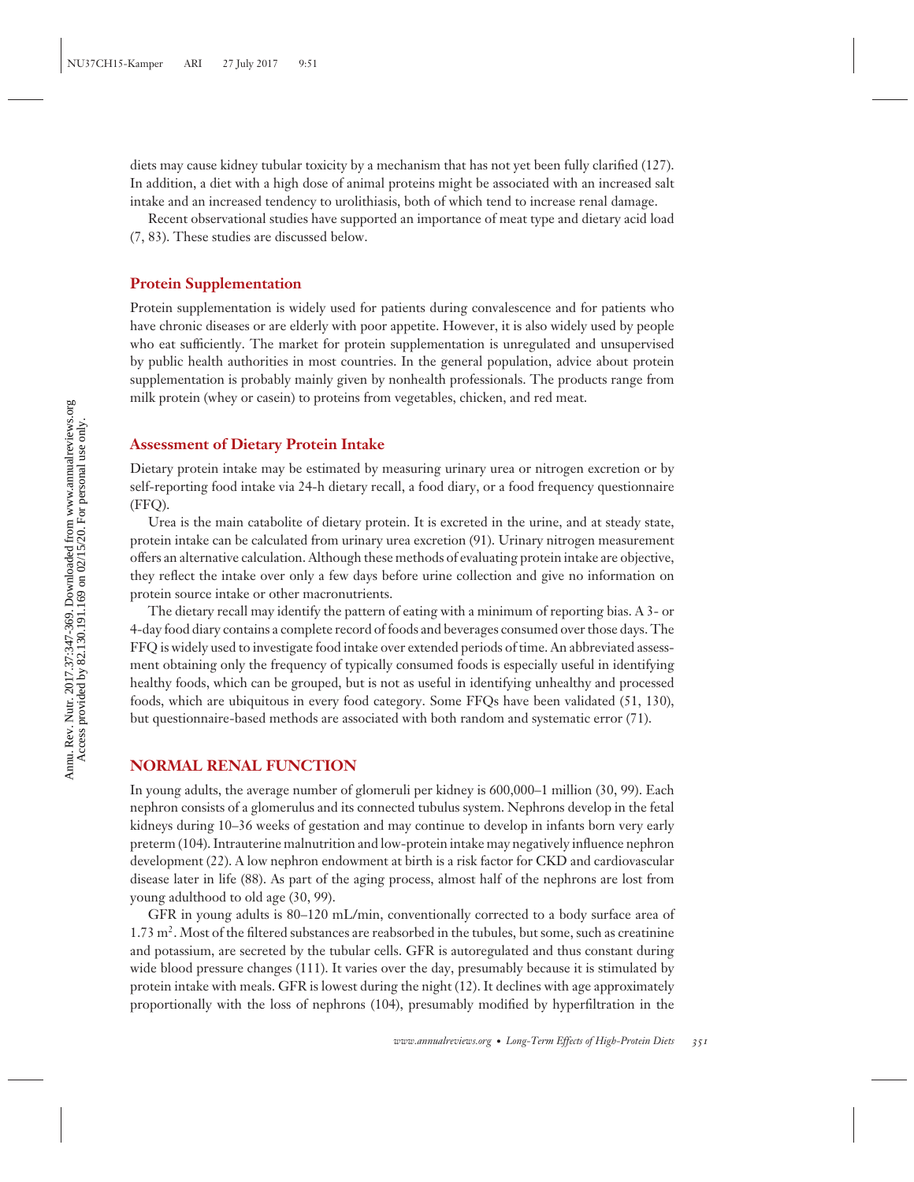diets may cause kidney tubular toxicity by a mechanism that has not yet been fully clarified (127). In addition, a diet with a high dose of animal proteins might be associated with an increased salt intake and an increased tendency to urolithiasis, both of which tend to increase renal damage.

Recent observational studies have supported an importance of meat type and dietary acid load (7, 83). These studies are discussed below.

### Protein Supplementation

Protein supplementation is widely used for patients during convalescence and for patients who have chronic diseases or are elderly with poor appetite. However, it is also widely used by people who eat sufficiently. The market for protein supplementation is unregulated and unsupervised by public health authorities in most countries. In the general population, advice about protein supplementation is probably mainly given by nonhealth professionals. The products range from milk protein (whey or casein) to proteins from vegetables, chicken, and red meat.

### Assessment of Dietary Protein Intake

Dietary protein intake may be estimated by measuring urinary urea or nitrogen excretion or by self-reporting food intake via 24-h dietary recall, a food diary, or a food frequency questionnaire (FFQ).

Urea is the main catabolite of dietary protein. It is excreted in the urine, and at steady state, protein intake can be calculated from urinary urea excretion (91). Urinary nitrogen measurement offers an alternative calculation. Although these methods of evaluating protein intake are objective, they reflect the intake over only a few days before urine collection and give no information on protein source intake or other macronutrients.

The dietary recall may identify the pattern of eating with a minimum of reporting bias. A 3- or 4-day food diary contains a complete record of foods and beverages consumed over those days. The FFQ is widely used to investigate food intake over extended periods of time. An abbreviated assessment obtaining only the frequency of typically consumed foods is especially useful in identifying healthy foods, which can be grouped, but is not as useful in identifying unhealthy and processed foods, which are ubiquitous in every food category. Some FFQs have been validated (51, 130), but questionnaire-based methods are associated with both random and systematic error (71).

## NORMAL RENAL FUNCTION

In young adults, the average number of glomeruli per kidney is 600,000–1 million (30, 99). Each nephron consists of a glomerulus and its connected tubulus system. Nephrons develop in the fetal kidneys during 10–36 weeks of gestation and may continue to develop in infants born very early preterm (104). Intrauterine malnutrition and low-protein intake may negatively influence nephron development (22). A low nephron endowment at birth is a risk factor for CKD and cardiovascular disease later in life (88). As part of the aging process, almost half of the nephrons are lost from young adulthood to old age (30, 99).

GFR in young adults is 80–120 mL/min, conventionally corrected to a body surface area of 1.73 $m^2$. Most of the filtered substances are reabsorbed in the tubules, but some, such as creatinine and potassium, are secreted by the tubular cells. GFR is autoregulated and thus constant during wide blood pressure changes (111). It varies over the day, presumably because it is stimulated by protein intake with meals. GFR is lowest during the night (12). It declines with age approximately proportionally with the loss of nephrons (104), presumably modified by hyperfiltration in the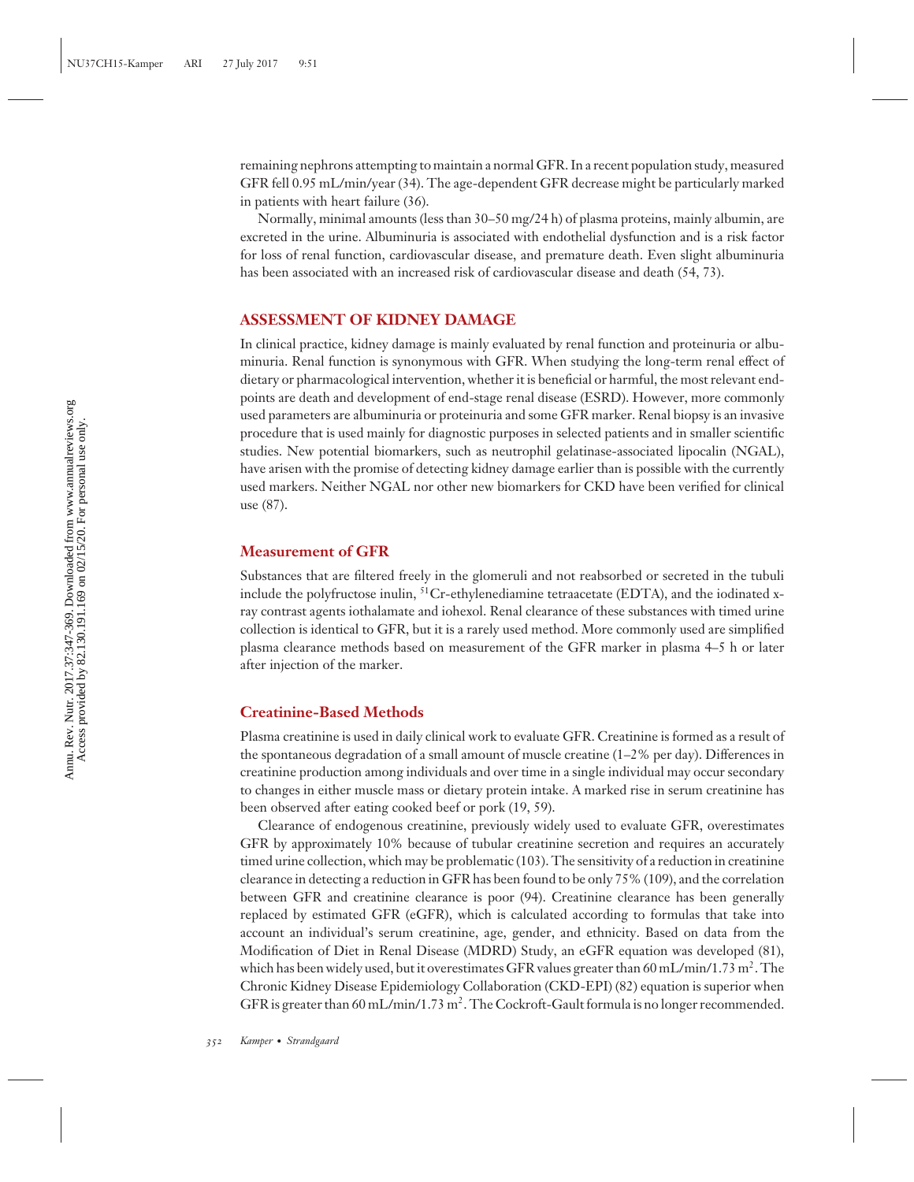remaining nephrons attempting to maintain a normal GFR. In a recent population study, measured GFR fell 0.95 mL/min/year (34). The age-dependent GFR decrease might be particularly marked in patients with heart failure (36).

Normally, minimal amounts (less than 30–50 mg/24 h) of plasma proteins, mainly albumin, are excreted in the urine. Albuminuria is associated with endothelial dysfunction and is a risk factor for loss of renal function, cardiovascular disease, and premature death. Even slight albuminuria has been associated with an increased risk of cardiovascular disease and death (54, 73).

## ASSESSMENT OF KIDNEY DAMAGE

In clinical practice, kidney damage is mainly evaluated by renal function and proteinuria or albuminuria. Renal function is synonymous with GFR. When studying the long-term renal effect of dietary or pharmacological intervention, whether it is beneficial or harmful, the most relevant endpoints are death and development of end-stage renal disease (ESRD). However, more commonly used parameters are albuminuria or proteinuria and some GFR marker. Renal biopsy is an invasive procedure that is used mainly for diagnostic purposes in selected patients and in smaller scientific studies. New potential biomarkers, such as neutrophil gelatinase-associated lipocalin (NGAL), have arisen with the promise of detecting kidney damage earlier than is possible with the currently used markers. Neither NGAL nor other new biomarkers for CKD have been verified for clinical use (87).

### Measurement of GFR

Substances that are filtered freely in the glomeruli and not reabsorbed or secreted in the tubuli include the polyfructose inulin, $^{51}$Cr-ethylenediamine tetraacetate (EDTA), and the iodinated x-ray contrast agents iothalamate and iohexol. Renal clearance of these substances with timed urine collection is identical to GFR, but it is a rarely used method. More commonly used are simplified plasma clearance methods based on measurement of the GFR marker in plasma 4–5 h or later after injection of the marker.

### Creatinine-Based Methods

Plasma creatinine is used in daily clinical work to evaluate GFR. Creatinine is formed as a result of the spontaneous degradation of a small amount of muscle creatine (1–2% per day). Differences in creatinine production among individuals and over time in a single individual may occur secondary to changes in either muscle mass or dietary protein intake. A marked rise in serum creatinine has been observed after eating cooked beef or pork (19, 59).

Clearance of endogenous creatinine, previously widely used to evaluate GFR, overestimates GFR by approximately 10% because of tubular creatinine secretion and requires an accurately timed urine collection, which may be problematic (103). The sensitivity of a reduction in creatinine clearance in detecting a reduction in GFR has been found to be only 75% (109), and the correlation between GFR and creatinine clearance is poor (94). Creatinine clearance has been generally replaced by estimated GFR (eGFR), which is calculated according to formulas that take into account an individual's serum creatinine, age, gender, and ethnicity. Based on data from the Modification of Diet in Renal Disease (MDRD) Study, an eGFR equation was developed (81), which has been widely used, but it overestimates GFR values greater than 60 mL/min/1.73 $m^2$. The Chronic Kidney Disease Epidemiology Collaboration (CKD-EPI) (82) equation is superior when GFR is greater than 60 mL/min/1.73 $m^2$. The Cockroft-Gault formula is no longer recommended.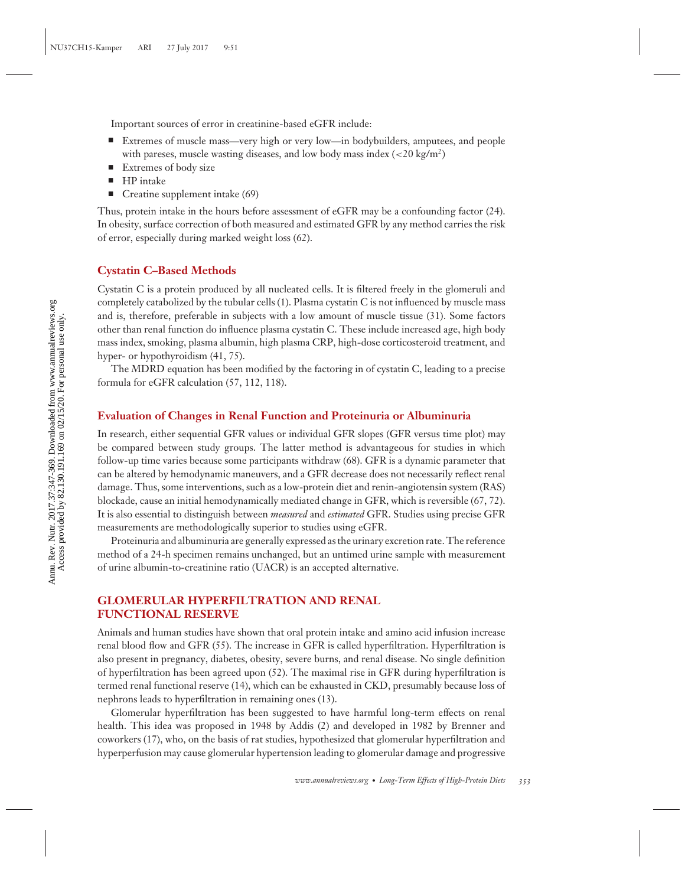Important sources of error in creatinine-based eGFR include:

- Extremes of muscle mass—very high or very low—in bodybuilders, amputees, and people with pareses, muscle wasting diseases, and low body mass index (<20 kg/m$^2$)
- Extremes of body size
- HP intake
- Creatine supplement intake (69)

Thus, protein intake in the hours before assessment of eGFR may be a confounding factor (24). In obesity, surface correction of both measured and estimated GFR by any method carries the risk of error, especially during marked weight loss (62).

### Cystatin C–Based Methods

Cystatin C is a protein produced by all nucleated cells. It is filtered freely in the glomeruli and completely catabolized by the tubular cells (1). Plasma cystatin C is not influenced by muscle mass and is, therefore, preferable in subjects with a low amount of muscle tissue (31). Some factors other than renal function do influence plasma cystatin C. These include increased age, high body mass index, smoking, plasma albumin, high plasma CRP, high-dose corticosteroid treatment, and hyper- or hypothyroidism (41, 75).

The MDRD equation has been modified by the factoring in of cystatin C, leading to a precise formula for eGFR calculation (57, 112, 118).

### Evaluation of Changes in Renal Function and Proteinuria or Albuminuria

In research, either sequential GFR values or individual GFR slopes (GFR versus time plot) may be compared between study groups. The latter method is advantageous for studies in which follow-up time varies because some participants withdraw (68). GFR is a dynamic parameter that can be altered by hemodynamic maneuvers, and a GFR decrease does not necessarily reflect renal damage. Thus, some interventions, such as a low-protein diet and renin-angiotensin system (RAS) blockade, cause an initial hemodynamically mediated change in GFR, which is reversible (67, 72). It is also essential to distinguish between *measured* and *estimated* GFR. Studies using precise GFR measurements are methodologically superior to studies using eGFR.

Proteinuria and albuminuria are generally expressed as the urinary excretion rate. The reference method of a 24-h specimen remains unchanged, but an untimed urine sample with measurement of urine albumin-to-creatinine ratio (UACR) is an accepted alternative.

## GLOMERULAR HYPERFILTRATION AND RENAL FUNCTIONAL RESERVE

Animals and human studies have shown that oral protein intake and amino acid infusion increase renal blood flow and GFR (55). The increase in GFR is called hyperfiltration. Hyperfiltration is also present in pregnancy, diabetes, obesity, severe burns, and renal disease. No single definition of hyperfiltration has been agreed upon (52). The maximal rise in GFR during hyperfiltration is termed renal functional reserve (14), which can be exhausted in CKD, presumably because loss of nephrons leads to hyperfiltration in remaining ones (13).

Glomerular hyperfiltration has been suggested to have harmful long-term effects on renal health. This idea was proposed in 1948 by Addis (2) and developed in 1982 by Brenner and coworkers (17), who, on the basis of rat studies, hypothesized that glomerular hyperfiltration and hyperperfusion may cause glomerular hypertension leading to glomerular damage and progressive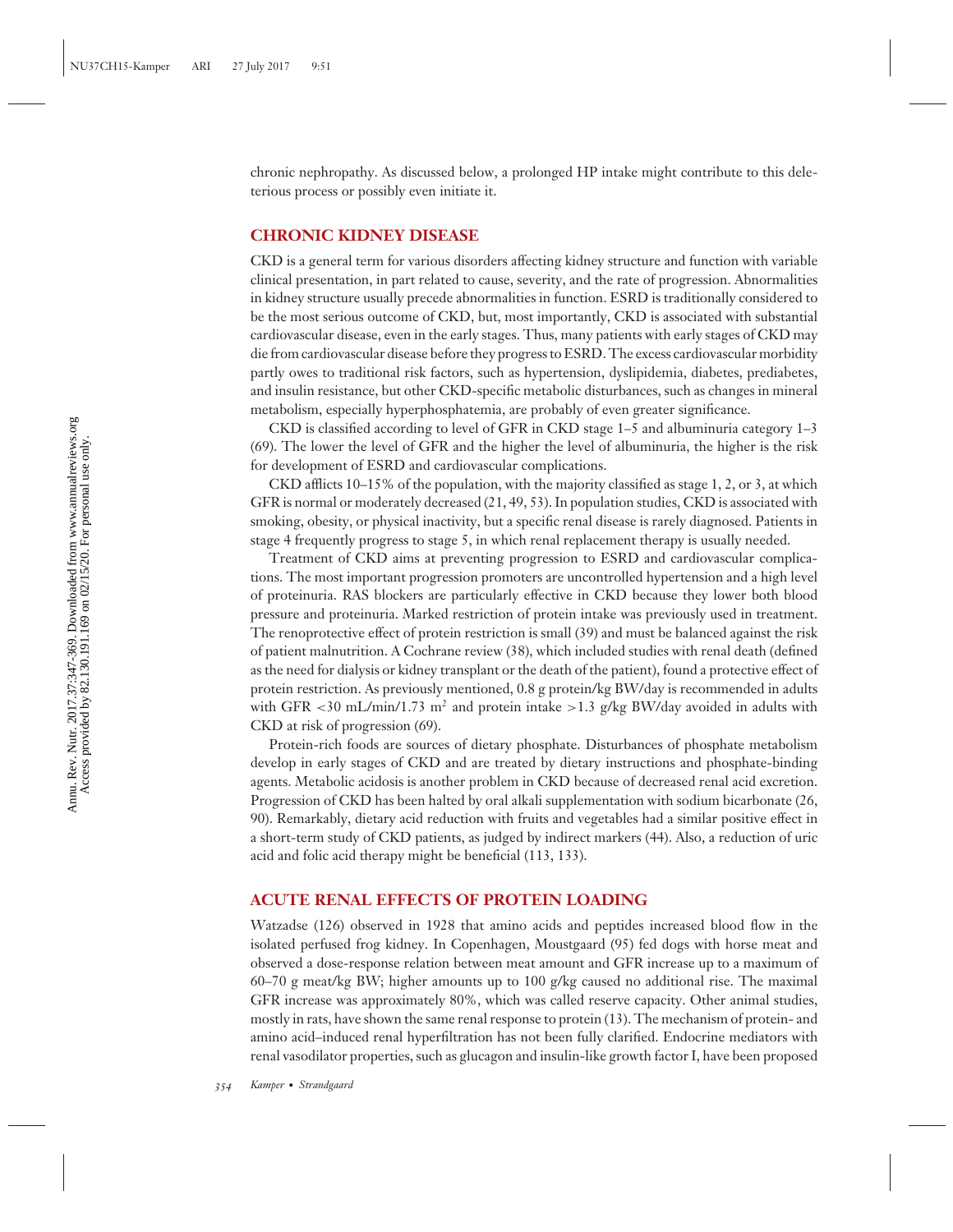chronic nephropathy. As discussed below, a prolonged HP intake might contribute to this deleterious process or possibly even initiate it.

## CHRONIC KIDNEY DISEASE

CKD is a general term for various disorders affecting kidney structure and function with variable clinical presentation, in part related to cause, severity, and the rate of progression. Abnormalities in kidney structure usually precede abnormalities in function. ESRD is traditionally considered to be the most serious outcome of CKD, but, most importantly, CKD is associated with substantial cardiovascular disease, even in the early stages. Thus, many patients with early stages of CKD may die from cardiovascular disease before they progress to ESRD. The excess cardiovascular morbidity partly owes to traditional risk factors, such as hypertension, dyslipidemia, diabetes, prediabetes, and insulin resistance, but other CKD-specific metabolic disturbances, such as changes in mineral metabolism, especially hyperphosphatemia, are probably of even greater significance.

CKD is classified according to level of GFR in CKD stage 1–5 and albuminuria category 1–3 (69). The lower the level of GFR and the higher the level of albuminuria, the higher is the risk for development of ESRD and cardiovascular complications.

CKD afflicts 10–15% of the population, with the majority classified as stage 1, 2, or 3, at which GFR is normal or moderately decreased (21, 49, 53). In population studies, CKD is associated with smoking, obesity, or physical inactivity, but a specific renal disease is rarely diagnosed. Patients in stage 4 frequently progress to stage 5, in which renal replacement therapy is usually needed.

Treatment of CKD aims at preventing progression to ESRD and cardiovascular complications. The most important progression promoters are uncontrolled hypertension and a high level of proteinuria. RAS blockers are particularly effective in CKD because they lower both blood pressure and proteinuria. Marked restriction of protein intake was previously used in treatment. The renoprotective effect of protein restriction is small (39) and must be balanced against the risk of patient malnutrition. A Cochrane review (38), which included studies with renal death (defined as the need for dialysis or kidney transplant or the death of the patient), found a protective effect of protein restriction. As previously mentioned, 0.8 g protein/kg BW/day is recommended in adults with GFR $<30$ mL/min/1.73 m$^2$ and protein intake $>1.3$ g/kg BW/day avoided in adults with CKD at risk of progression (69).

Protein-rich foods are sources of dietary phosphate. Disturbances of phosphate metabolism develop in early stages of CKD and are treated by dietary instructions and phosphate-binding agents. Metabolic acidosis is another problem in CKD because of decreased renal acid excretion. Progression of CKD has been halted by oral alkali supplementation with sodium bicarbonate (26, 90). Remarkably, dietary acid reduction with fruits and vegetables had a similar positive effect in a short-term study of CKD patients, as judged by indirect markers (44). Also, a reduction of uric acid and folic acid therapy might be beneficial (113, 133).

## ACUTE RENAL EFFECTS OF PROTEIN LOADING

Watzadse (126) observed in 1928 that amino acids and peptides increased blood flow in the isolated perfused frog kidney. In Copenhagen, Moustgaard (95) fed dogs with horse meat and observed a dose-response relation between meat amount and GFR increase up to a maximum of 60–70 g meat/kg BW; higher amounts up to 100 g/kg caused no additional rise. The maximal GFR increase was approximately 80%, which was called reserve capacity. Other animal studies, mostly in rats, have shown the same renal response to protein (13). The mechanism of protein- and amino acid–induced renal hyperfiltration has not been fully clarified. Endocrine mediators with renal vasodilator properties, such as glucagon and insulin-like growth factor I, have been proposed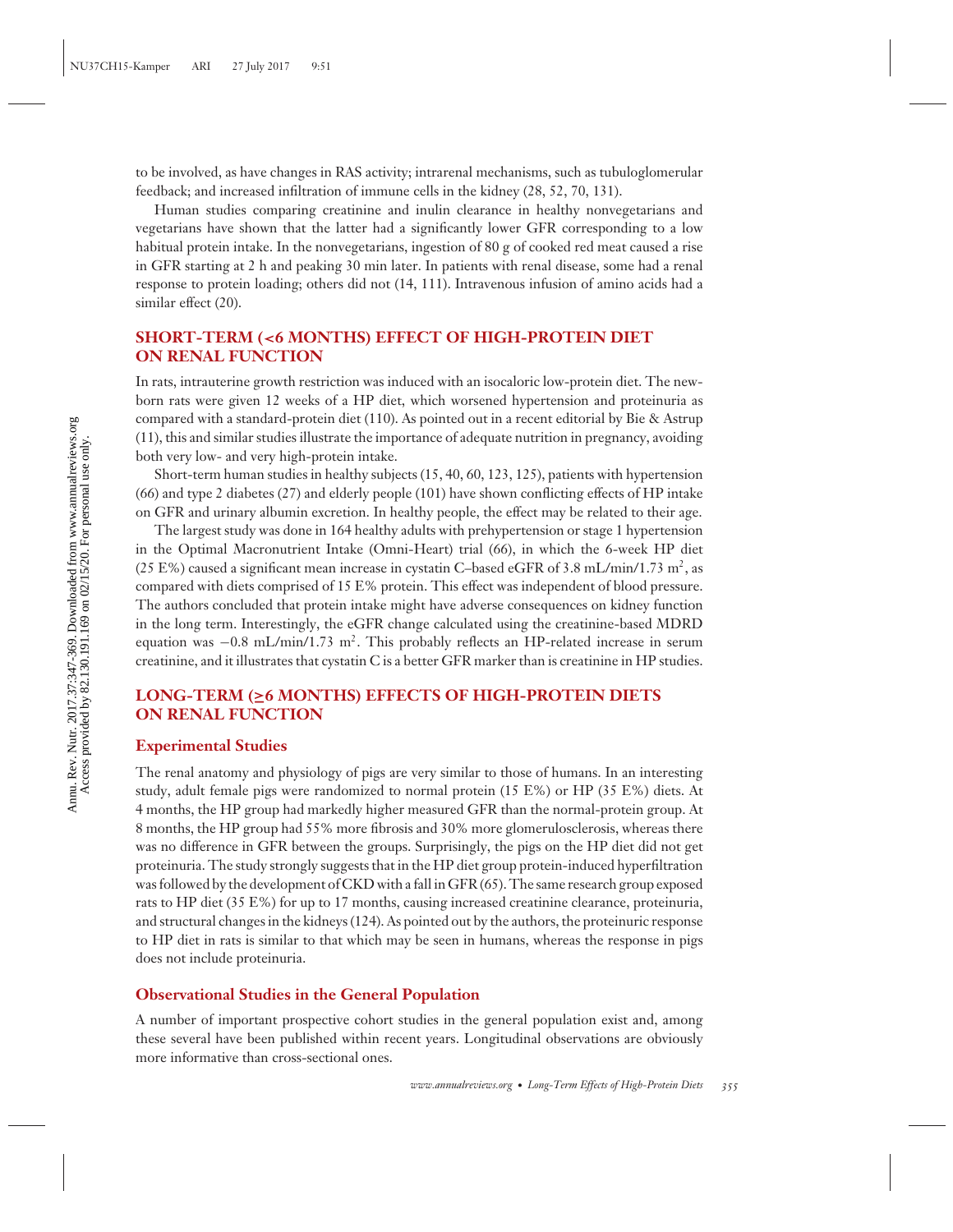to be involved, as have changes in RAS activity; intrarenal mechanisms, such as tubuloglomerular feedback; and increased infiltration of immune cells in the kidney (28, 52, 70, 131).

Human studies comparing creatinine and inulin clearance in healthy nonvegetarians and vegetarians have shown that the latter had a significantly lower GFR corresponding to a low habitual protein intake. In the nonvegetarians, ingestion of 80 g of cooked red meat caused a rise in GFR starting at 2 h and peaking 30 min later. In patients with renal disease, some had a renal response to protein loading; others did not (14, 111). Intravenous infusion of amino acids had a similar effect (20).

## SHORT-TERM (<6 MONTHS) EFFECT OF HIGH-PROTEIN DIET ON RENAL FUNCTION

In rats, intrauterine growth restriction was induced with an isocaloric low-protein diet. The newborn rats were given 12 weeks of a HP diet, which worsened hypertension and proteinuria as compared with a standard-protein diet (110). As pointed out in a recent editorial by Bie & Astrup (11), this and similar studies illustrate the importance of adequate nutrition in pregnancy, avoiding both very low- and very high-protein intake.

Short-term human studies in healthy subjects (15, 40, 60, 123, 125), patients with hypertension (66) and type 2 diabetes (27) and elderly people (101) have shown conflicting effects of HP intake on GFR and urinary albumin excretion. In healthy people, the effect may be related to their age.

The largest study was done in 164 healthy adults with prehypertension or stage 1 hypertension in the Optimal Macronutrient Intake (Omni-Heart) trial (66), in which the 6-week HP diet (25 E%) caused a significant mean increase in cystatin C–based eGFR of 3.8 mL/min/1.73 $m^2$, as compared with diets comprised of 15 E% protein. This effect was independent of blood pressure. The authors concluded that protein intake might have adverse consequences on kidney function in the long term. Interestingly, the eGFR change calculated using the creatinine-based MDRD equation was −0.8 mL/min/1.73 $m^2$. This probably reflects an HP-related increase in serum creatinine, and it illustrates that cystatin C is a better GFR marker than is creatinine in HP studies.

## LONG-TERM (≥6 MONTHS) EFFECTS OF HIGH-PROTEIN DIETS ON RENAL FUNCTION

### Experimental Studies

The renal anatomy and physiology of pigs are very similar to those of humans. In an interesting study, adult female pigs were randomized to normal protein (15 E%) or HP (35 E%) diets. At 4 months, the HP group had markedly higher measured GFR than the normal-protein group. At 8 months, the HP group had 55% more fibrosis and 30% more glomerulosclerosis, whereas there was no difference in GFR between the groups. Surprisingly, the pigs on the HP diet did not get proteinuria. The study strongly suggests that in the HP diet group protein-induced hyperfiltration was followed by the development of CKD with a fall in GFR (65). The same research group exposed rats to HP diet (35 E%) for up to 17 months, causing increased creatinine clearance, proteinuria, and structural changes in the kidneys (124). As pointed out by the authors, the proteinuric response to HP diet in rats is similar to that which may be seen in humans, whereas the response in pigs does not include proteinuria.

### Observational Studies in the General Population

A number of important prospective cohort studies in the general population exist and, among these several have been published within recent years. Longitudinal observations are obviously more informative than cross-sectional ones.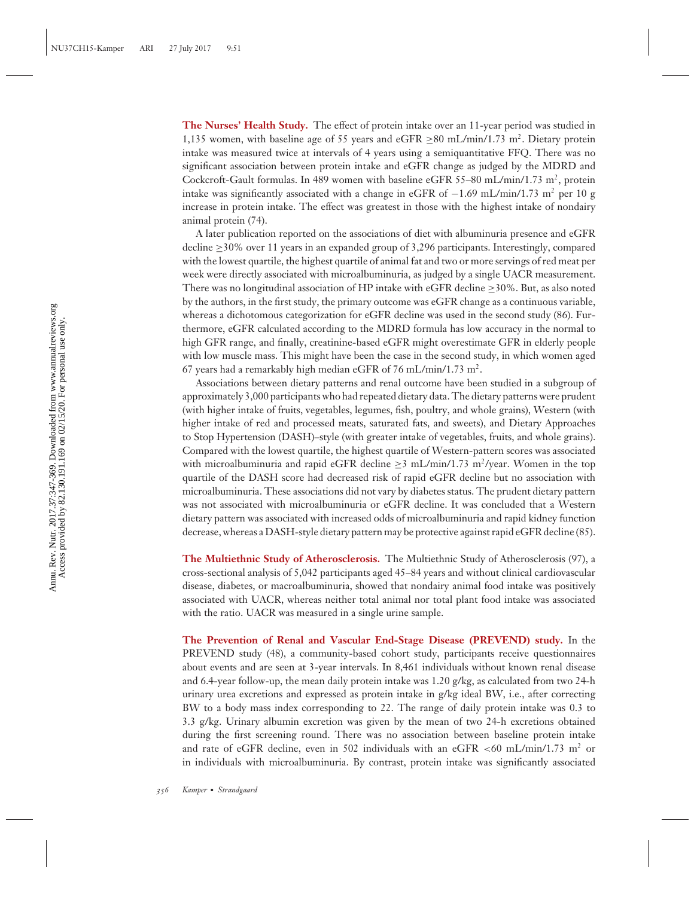**The Nurses' Health Study.** The effect of protein intake over an 11-year period was studied in 1,135 women, with baseline age of 55 years and eGFR ≥80 mL/min/1.73 m$^2$. Dietary protein intake was measured twice at intervals of 4 years using a semiquantitative FFQ. There was no significant association between protein intake and eGFR change as judged by the MDRD and Cockcroft-Gault formulas. In 489 women with baseline eGFR 55–80 mL/min/1.73 m$^2$, protein intake was significantly associated with a change in eGFR of −1.69 mL/min/1.73 m$^2$ per 10 g increase in protein intake. The effect was greatest in those with the highest intake of nondairy animal protein (74).

A later publication reported on the associations of diet with albuminuria presence and eGFR decline ≥30% over 11 years in an expanded group of 3,296 participants. Interestingly, compared with the lowest quartile, the highest quartile of animal fat and two or more servings of red meat per week were directly associated with microalbuminuria, as judged by a single UACR measurement. There was no longitudinal association of HP intake with eGFR decline ≥30%. But, as also noted by the authors, in the first study, the primary outcome was eGFR change as a continuous variable, whereas a dichotomous categorization for eGFR decline was used in the second study (86). Furthermore, eGFR calculated according to the MDRD formula has low accuracy in the normal to high GFR range, and finally, creatinine-based eGFR might overestimate GFR in elderly people with low muscle mass. This might have been the case in the second study, in which women aged 67 years had a remarkably high median eGFR of 76 mL/min/1.73 m$^2$.

Associations between dietary patterns and renal outcome have been studied in a subgroup of approximately 3,000 participants who had repeated dietary data. The dietary patterns were prudent (with higher intake of fruits, vegetables, legumes, fish, poultry, and whole grains), Western (with higher intake of red and processed meats, saturated fats, and sweets), and Dietary Approaches to Stop Hypertension (DASH)–style (with greater intake of vegetables, fruits, and whole grains). Compared with the lowest quartile, the highest quartile of Western-pattern scores was associated with microalbuminuria and rapid eGFR decline ≥3 mL/min/1.73 m$^2$/year. Women in the top quartile of the DASH score had decreased risk of rapid eGFR decline but no association with microalbuminuria. These associations did not vary by diabetes status. The prudent dietary pattern was not associated with microalbuminuria or eGFR decline. It was concluded that a Western dietary pattern was associated with increased odds of microalbuminuria and rapid kidney function decrease, whereas a DASH-style dietary pattern may be protective against rapid eGFR decline (85).

**The Multiethnic Study of Atherosclerosis.** The Multiethnic Study of Atherosclerosis (97), a cross-sectional analysis of 5,042 participants aged 45–84 years and without clinical cardiovascular disease, diabetes, or macroalbuminuria, showed that nondairy animal food intake was positively associated with UACR, whereas neither total animal nor total plant food intake was associated with the ratio. UACR was measured in a single urine sample.

**The Prevention of Renal and Vascular End-Stage Disease (PREVEND) study.** In the PREVEND study (48), a community-based cohort study, participants receive questionnaires about events and are seen at 3-year intervals. In 8,461 individuals without known renal disease and 6.4-year follow-up, the mean daily protein intake was 1.20 g/kg, as calculated from two 24-h urinary urea excretions and expressed as protein intake in g/kg ideal BW, i.e., after correcting BW to a body mass index corresponding to 22. The range of daily protein intake was 0.3 to 3.3 g/kg. Urinary albumin excretion was given by the mean of two 24-h excretions obtained during the first screening round. There was no association between baseline protein intake and rate of eGFR decline, even in 502 individuals with an eGFR <60 mL/min/1.73 m$^2$ or in individuals with microalbuminuria. By contrast, protein intake was significantly associated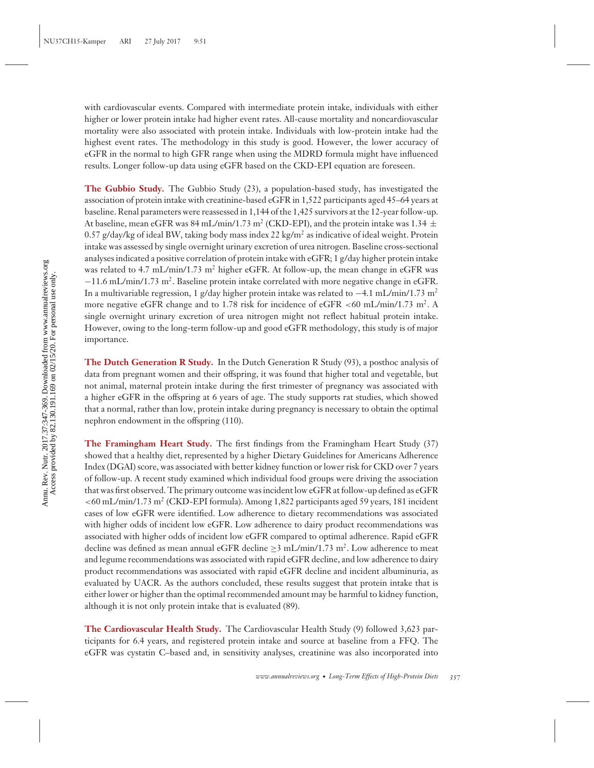with cardiovascular events. Compared with intermediate protein intake, individuals with either higher or lower protein intake had higher event rates. All-cause mortality and noncardiovascular mortality were also associated with protein intake. Individuals with low-protein intake had the highest event rates. The methodology in this study is good. However, the lower accuracy of eGFR in the normal to high GFR range when using the MDRD formula might have influenced results. Longer follow-up data using eGFR based on the CKD-EPI equation are foreseen.

**The Gubbio Study.** The Gubbio Study (23), a population-based study, has investigated the association of protein intake with creatinine-based eGFR in 1,522 participants aged 45–64 years at baseline. Renal parameters were reassessed in 1,144 of the 1,425 survivors at the 12-year follow-up. At baseline, mean eGFR was 84 mL/min/1.73 m$^2$ (CKD-EPI), and the protein intake was 1.34 $\pm$ 0.57 g/day/kg of ideal BW, taking body mass index 22 kg/m$^2$ as indicative of ideal weight. Protein intake was assessed by single overnight urinary excretion of urea nitrogen. Baseline cross-sectional analyses indicated a positive correlation of protein intake with eGFR; 1 g/day higher protein intake was related to 4.7 mL/min/1.73 m$^2$ higher eGFR. At follow-up, the mean change in eGFR was $-11.6$ mL/min/1.73 m$^2$. Baseline protein intake correlated with more negative change in eGFR. In a multivariable regression, 1 g/day higher protein intake was related to $-4.1$ mL/min/1.73 m$^2$ more negative eGFR change and to 1.78 risk for incidence of eGFR $<60$ mL/min/1.73 m$^2$. A single overnight urinary excretion of urea nitrogen might not reflect habitual protein intake. However, owing to the long-term follow-up and good eGFR methodology, this study is of major importance.

**The Dutch Generation R Study.** In the Dutch Generation R Study (93), a posthoc analysis of data from pregnant women and their offspring, it was found that higher total and vegetable, but not animal, maternal protein intake during the first trimester of pregnancy was associated with a higher eGFR in the offspring at 6 years of age. The study supports rat studies, which showed that a normal, rather than low, protein intake during pregnancy is necessary to obtain the optimal nephron endowment in the offspring (110).

**The Framingham Heart Study.** The first findings from the Framingham Heart Study (37) showed that a healthy diet, represented by a higher Dietary Guidelines for Americans Adherence Index (DGAI) score, was associated with better kidney function or lower risk for CKD over 7 years of follow-up. A recent study examined which individual food groups were driving the association that was first observed. The primary outcome was incident low eGFR at follow-up defined as eGFR $<60$ mL/min/1.73 m$^2$ (CKD-EPI formula). Among 1,822 participants aged 59 years, 181 incident cases of low eGFR were identified. Low adherence to dietary recommendations was associated with higher odds of incident low eGFR. Low adherence to dairy product recommendations was associated with higher odds of incident low eGFR compared to optimal adherence. Rapid eGFR decline was defined as mean annual eGFR decline $\geq 3$ mL/min/1.73 m$^2$. Low adherence to meat and legume recommendations was associated with rapid eGFR decline, and low adherence to dairy product recommendations was associated with rapid eGFR decline and incident albuminuria, as evaluated by UACR. As the authors concluded, these results suggest that protein intake that is either lower or higher than the optimal recommended amount may be harmful to kidney function, although it is not only protein intake that is evaluated (89).

**The Cardiovascular Health Study.** The Cardiovascular Health Study (9) followed 3,623 participants for 6.4 years, and registered protein intake and source at baseline from a FFQ. The eGFR was cystatin C–based and, in sensitivity analyses, creatinine was also incorporated into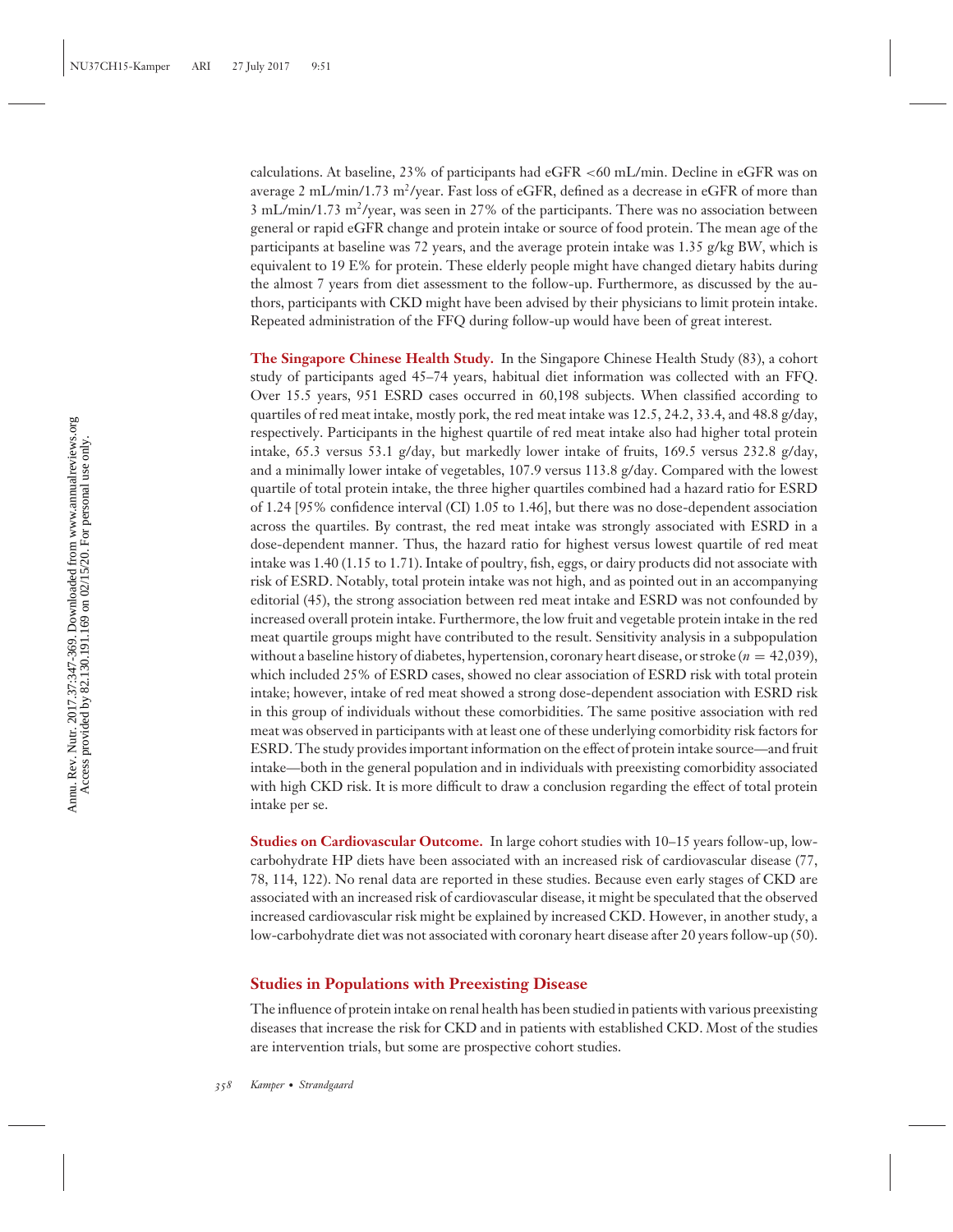calculations. At baseline, 23% of participants had eGFR <60 mL/min. Decline in eGFR was on average 2 mL/min/1.73 $m^2$/year. Fast loss of eGFR, defined as a decrease in eGFR of more than 3 mL/min/1.73 $m^2$/year, was seen in 27% of the participants. There was no association between general or rapid eGFR change and protein intake or source of food protein. The mean age of the participants at baseline was 72 years, and the average protein intake was 1.35 g/kg BW, which is equivalent to 19 E% for protein. These elderly people might have changed dietary habits during the almost 7 years from diet assessment to the follow-up. Furthermore, as discussed by the authors, participants with CKD might have been advised by their physicians to limit protein intake. Repeated administration of the FFQ during follow-up would have been of great interest.

**The Singapore Chinese Health Study.** In the Singapore Chinese Health Study (83), a cohort study of participants aged 45–74 years, habitual diet information was collected with an FFQ. Over 15.5 years, 951 ESRD cases occurred in 60,198 subjects. When classified according to quartiles of red meat intake, mostly pork, the red meat intake was 12.5, 24.2, 33.4, and 48.8 g/day, respectively. Participants in the highest quartile of red meat intake also had higher total protein intake, 65.3 versus 53.1 g/day, but markedly lower intake of fruits, 169.5 versus 232.8 g/day, and a minimally lower intake of vegetables, 107.9 versus 113.8 g/day. Compared with the lowest quartile of total protein intake, the three higher quartiles combined had a hazard ratio for ESRD of 1.24 [95% confidence interval (CI) 1.05 to 1.46], but there was no dose-dependent association across the quartiles. By contrast, the red meat intake was strongly associated with ESRD in a dose-dependent manner. Thus, the hazard ratio for highest versus lowest quartile of red meat intake was 1.40 (1.15 to 1.71). Intake of poultry, fish, eggs, or dairy products did not associate with risk of ESRD. Notably, total protein intake was not high, and as pointed out in an accompanying editorial (45), the strong association between red meat intake and ESRD was not confounded by increased overall protein intake. Furthermore, the low fruit and vegetable protein intake in the red meat quartile groups might have contributed to the result. Sensitivity analysis in a subpopulation without a baseline history of diabetes, hypertension, coronary heart disease, or stroke ($n = 42{,}039$), which included 25% of ESRD cases, showed no clear association of ESRD risk with total protein intake; however, intake of red meat showed a strong dose-dependent association with ESRD risk in this group of individuals without these comorbidities. The same positive association with red meat was observed in participants with at least one of these underlying comorbidity risk factors for ESRD. The study provides important information on the effect of protein intake source—and fruit intake—both in the general population and in individuals with preexisting comorbidity associated with high CKD risk. It is more difficult to draw a conclusion regarding the effect of total protein intake per se.

**Studies on Cardiovascular Outcome.** In large cohort studies with 10–15 years follow-up, low-carbohydrate HP diets have been associated with an increased risk of cardiovascular disease (77, 78, 114, 122). No renal data are reported in these studies. Because even early stages of CKD are associated with an increased risk of cardiovascular disease, it might be speculated that the observed increased cardiovascular risk might be explained by increased CKD. However, in another study, a low-carbohydrate diet was not associated with coronary heart disease after 20 years follow-up (50).

## Studies in Populations with Preexisting Disease

The influence of protein intake on renal health has been studied in patients with various preexisting diseases that increase the risk for CKD and in patients with established CKD. Most of the studies are intervention trials, but some are prospective cohort studies.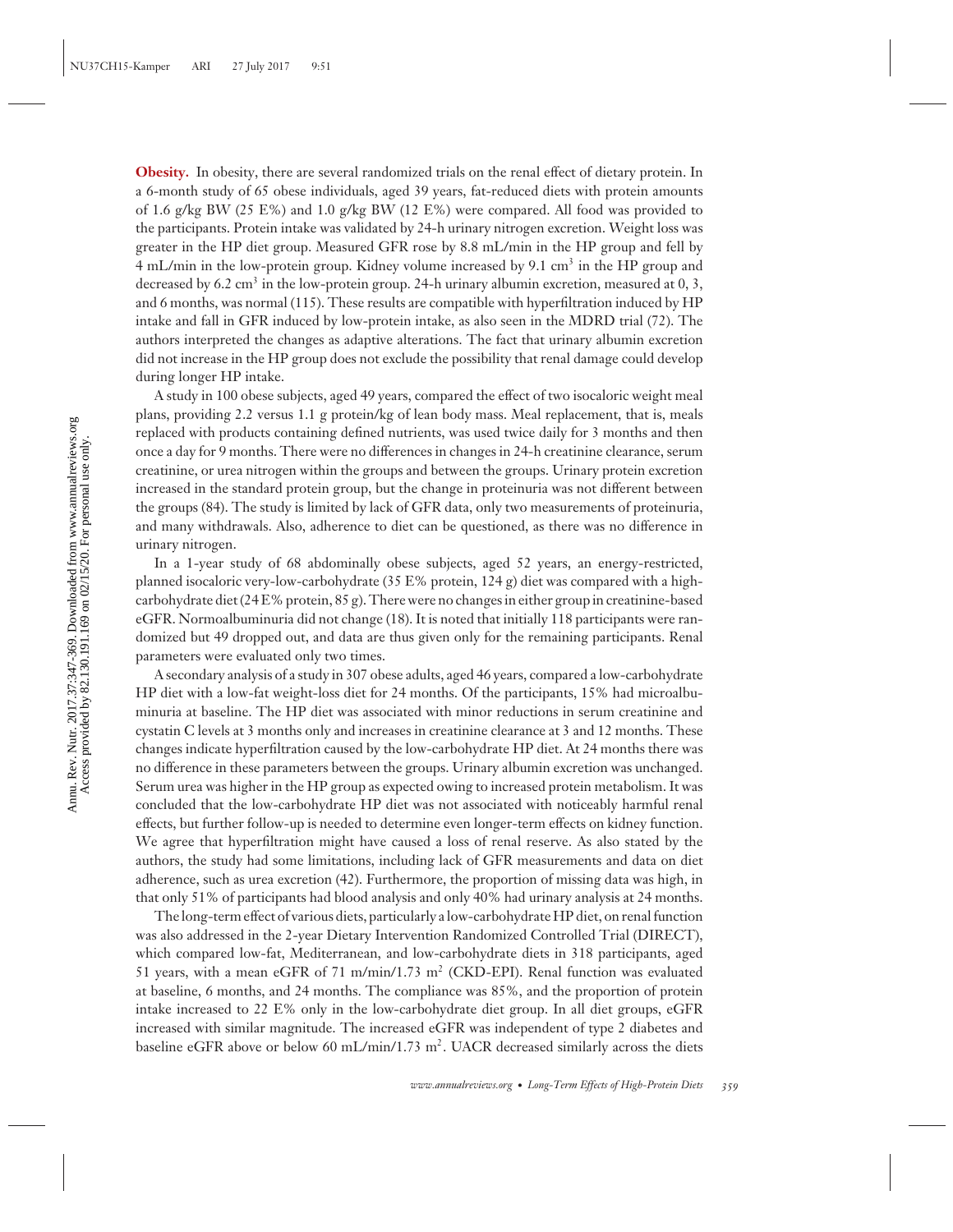**Obesity.** In obesity, there are several randomized trials on the renal effect of dietary protein. In a 6-month study of 65 obese individuals, aged 39 years, fat-reduced diets with protein amounts of 1.6 g/kg BW (25 E%) and 1.0 g/kg BW (12 E%) were compared. All food was provided to the participants. Protein intake was validated by 24-h urinary nitrogen excretion. Weight loss was greater in the HP diet group. Measured GFR rose by 8.8 mL/min in the HP group and fell by 4 mL/min in the low-protein group. Kidney volume increased by 9.1 $cm^3$ in the HP group and decreased by 6.2 $cm^3$ in the low-protein group. 24-h urinary albumin excretion, measured at 0, 3, and 6 months, was normal (115). These results are compatible with hyperfiltration induced by HP intake and fall in GFR induced by low-protein intake, as also seen in the MDRD trial (72). The authors interpreted the changes as adaptive alterations. The fact that urinary albumin excretion did not increase in the HP group does not exclude the possibility that renal damage could develop during longer HP intake.

A study in 100 obese subjects, aged 49 years, compared the effect of two isocaloric weight meal plans, providing 2.2 versus 1.1 g protein/kg of lean body mass. Meal replacement, that is, meals replaced with products containing defined nutrients, was used twice daily for 3 months and then once a day for 9 months. There were no differences in changes in 24-h creatinine clearance, serum creatinine, or urea nitrogen within the groups and between the groups. Urinary protein excretion increased in the standard protein group, but the change in proteinuria was not different between the groups (84). The study is limited by lack of GFR data, only two measurements of proteinuria, and many withdrawals. Also, adherence to diet can be questioned, as there was no difference in urinary nitrogen.

In a 1-year study of 68 abdominally obese subjects, aged 52 years, an energy-restricted, planned isocaloric very-low-carbohydrate (35 E% protein, 124 g) diet was compared with a high-carbohydrate diet (24 E% protein, 85 g). There were no changes in either group in creatinine-based eGFR. Normoalbuminuria did not change (18). It is noted that initially 118 participants were randomized but 49 dropped out, and data are thus given only for the remaining participants. Renal parameters were evaluated only two times.

A secondary analysis of a study in 307 obese adults, aged 46 years, compared a low-carbohydrate HP diet with a low-fat weight-loss diet for 24 months. Of the participants, 15% had microalbuminuria at baseline. The HP diet was associated with minor reductions in serum creatinine and cystatin C levels at 3 months only and increases in creatinine clearance at 3 and 12 months. These changes indicate hyperfiltration caused by the low-carbohydrate HP diet. At 24 months there was no difference in these parameters between the groups. Urinary albumin excretion was unchanged. Serum urea was higher in the HP group as expected owing to increased protein metabolism. It was concluded that the low-carbohydrate HP diet was not associated with noticeably harmful renal effects, but further follow-up is needed to determine even longer-term effects on kidney function. We agree that hyperfiltration might have caused a loss of renal reserve. As also stated by the authors, the study had some limitations, including lack of GFR measurements and data on diet adherence, such as urea excretion (42). Furthermore, the proportion of missing data was high, in that only 51% of participants had blood analysis and only 40% had urinary analysis at 24 months.

The long-term effect of various diets, particularly a low-carbohydrate HP diet, on renal function was also addressed in the 2-year Dietary Intervention Randomized Controlled Trial (DIRECT), which compared low-fat, Mediterranean, and low-carbohydrate diets in 318 participants, aged 51 years, with a mean eGFR of 71 m/min/1.73 $m^2$ (CKD-EPI). Renal function was evaluated at baseline, 6 months, and 24 months. The compliance was 85%, and the proportion of protein intake increased to 22 E% only in the low-carbohydrate diet group. In all diet groups, eGFR increased with similar magnitude. The increased eGFR was independent of type 2 diabetes and baseline eGFR above or below 60 mL/min/1.73 $m^2$. UACR decreased similarly across the diets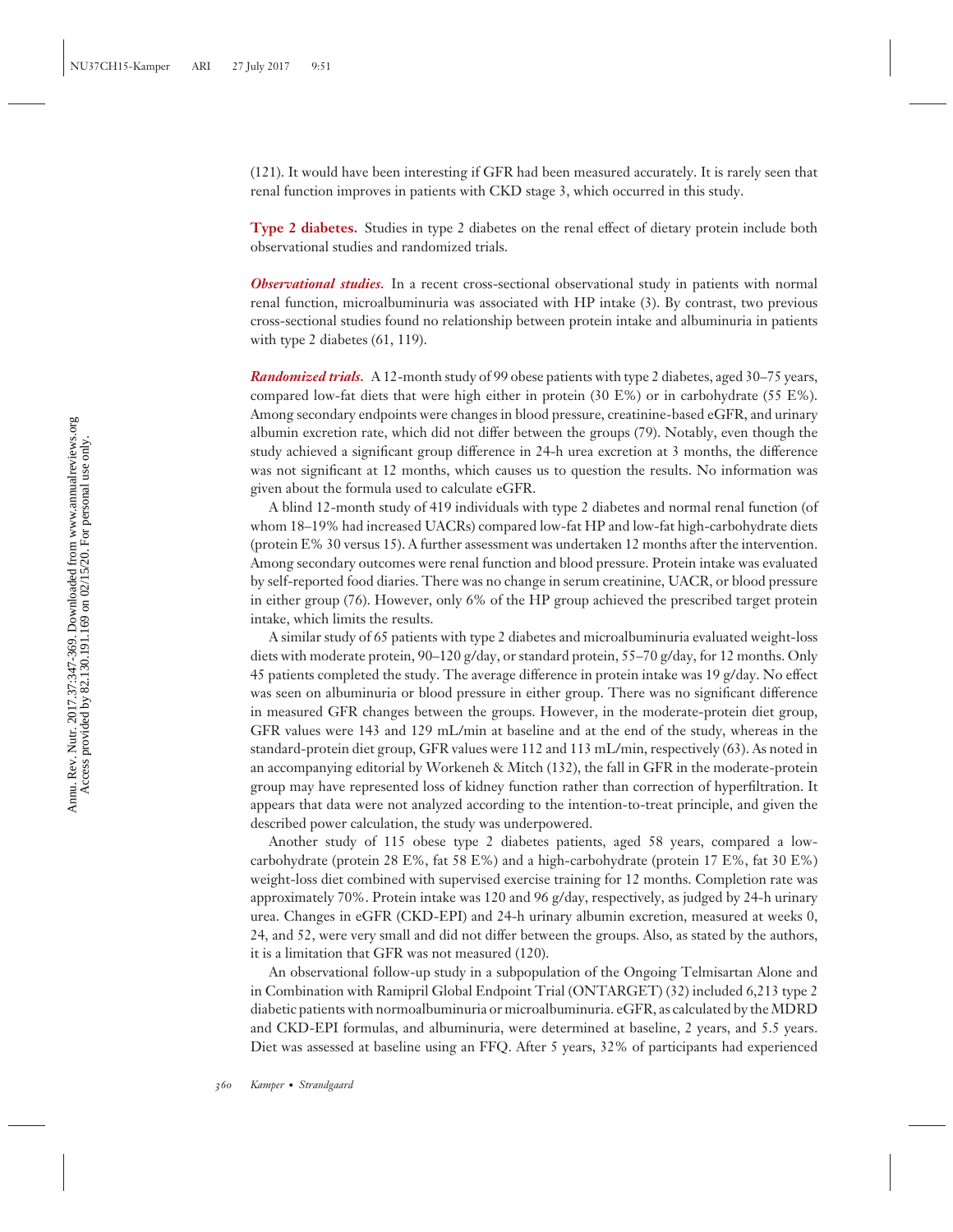(121). It would have been interesting if GFR had been measured accurately. It is rarely seen that renal function improves in patients with CKD stage 3, which occurred in this study.

**Type 2 diabetes.** Studies in type 2 diabetes on the renal effect of dietary protein include both observational studies and randomized trials.

***Observational studies.*** In a recent cross-sectional observational study in patients with normal renal function, microalbuminuria was associated with HP intake (3). By contrast, two previous cross-sectional studies found no relationship between protein intake and albuminuria in patients with type 2 diabetes (61, 119).

***Randomized trials.*** A 12-month study of 99 obese patients with type 2 diabetes, aged 30–75 years, compared low-fat diets that were high either in protein (30 E%) or in carbohydrate (55 E%). Among secondary endpoints were changes in blood pressure, creatinine-based eGFR, and urinary albumin excretion rate, which did not differ between the groups (79). Notably, even though the study achieved a significant group difference in 24-h urea excretion at 3 months, the difference was not significant at 12 months, which causes us to question the results. No information was given about the formula used to calculate eGFR.

A blind 12-month study of 419 individuals with type 2 diabetes and normal renal function (of whom 18–19% had increased UACRs) compared low-fat HP and low-fat high-carbohydrate diets (protein E% 30 versus 15). A further assessment was undertaken 12 months after the intervention. Among secondary outcomes were renal function and blood pressure. Protein intake was evaluated by self-reported food diaries. There was no change in serum creatinine, UACR, or blood pressure in either group (76). However, only 6% of the HP group achieved the prescribed target protein intake, which limits the results.

A similar study of 65 patients with type 2 diabetes and microalbuminuria evaluated weight-loss diets with moderate protein, 90–120 g/day, or standard protein, 55–70 g/day, for 12 months. Only 45 patients completed the study. The average difference in protein intake was 19 g/day. No effect was seen on albuminuria or blood pressure in either group. There was no significant difference in measured GFR changes between the groups. However, in the moderate-protein diet group, GFR values were 143 and 129 mL/min at baseline and at the end of the study, whereas in the standard-protein diet group, GFR values were 112 and 113 mL/min, respectively (63). As noted in an accompanying editorial by Workeneh & Mitch (132), the fall in GFR in the moderate-protein group may have represented loss of kidney function rather than correction of hyperfiltration. It appears that data were not analyzed according to the intention-to-treat principle, and given the described power calculation, the study was underpowered.

Another study of 115 obese type 2 diabetes patients, aged 58 years, compared a low-carbohydrate (protein 28 E%, fat 58 E%) and a high-carbohydrate (protein 17 E%, fat 30 E%) weight-loss diet combined with supervised exercise training for 12 months. Completion rate was approximately 70%. Protein intake was 120 and 96 g/day, respectively, as judged by 24-h urinary urea. Changes in eGFR (CKD-EPI) and 24-h urinary albumin excretion, measured at weeks 0, 24, and 52, were very small and did not differ between the groups. Also, as stated by the authors, it is a limitation that GFR was not measured (120).

An observational follow-up study in a subpopulation of the Ongoing Telmisartan Alone and in Combination with Ramipril Global Endpoint Trial (ONTARGET) (32) included 6,213 type 2 diabetic patients with normoalbuminuria or microalbuminuria. eGFR, as calculated by the MDRD and CKD-EPI formulas, and albuminuria, were determined at baseline, 2 years, and 5.5 years. Diet was assessed at baseline using an FFQ. After 5 years, 32% of participants had experienced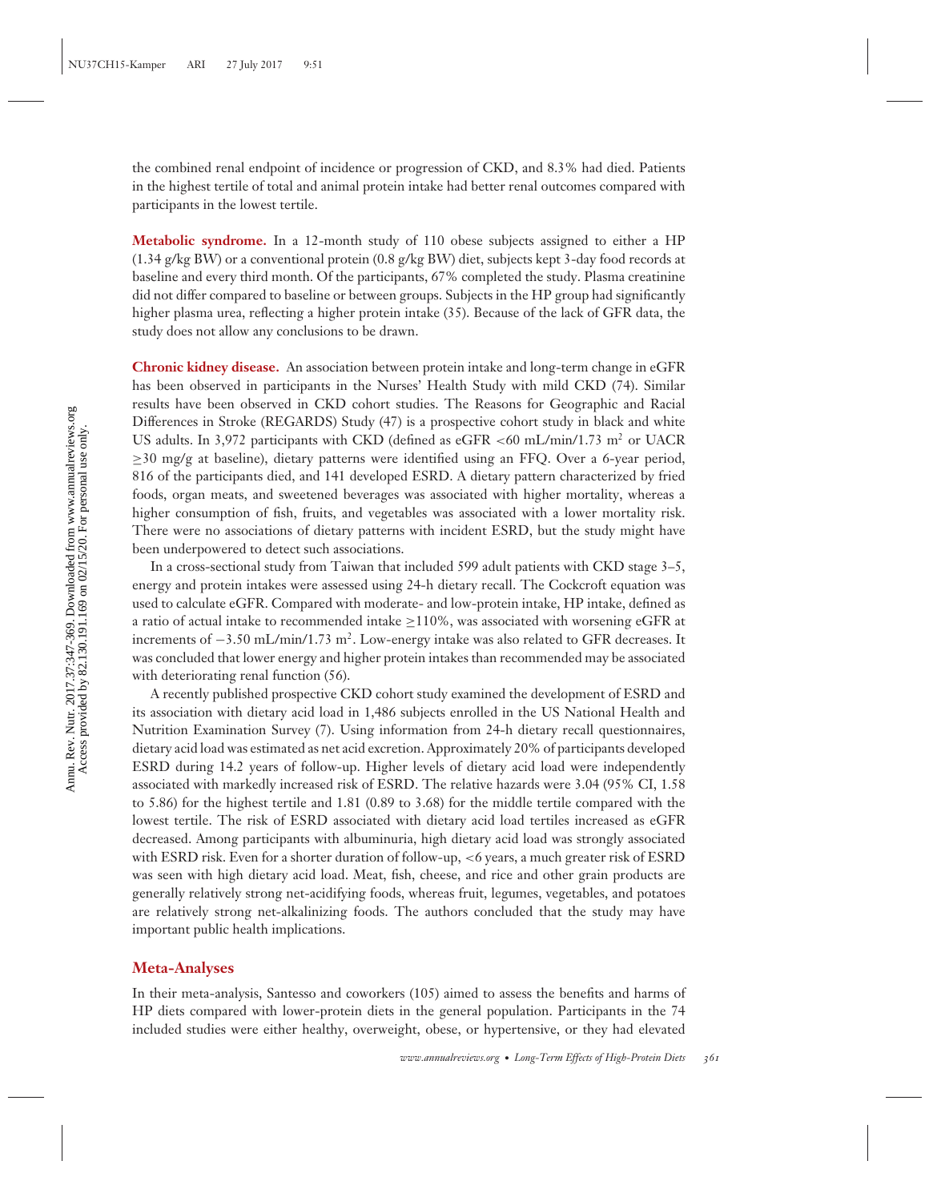the combined renal endpoint of incidence or progression of CKD, and 8.3% had died. Patients in the highest tertile of total and animal protein intake had better renal outcomes compared with participants in the lowest tertile.

**Metabolic syndrome.** In a 12-month study of 110 obese subjects assigned to either a HP (1.34 g/kg BW) or a conventional protein (0.8 g/kg BW) diet, subjects kept 3-day food records at baseline and every third month. Of the participants, 67% completed the study. Plasma creatinine did not differ compared to baseline or between groups. Subjects in the HP group had significantly higher plasma urea, reflecting a higher protein intake (35). Because of the lack of GFR data, the study does not allow any conclusions to be drawn.

**Chronic kidney disease.** An association between protein intake and long-term change in eGFR has been observed in participants in the Nurses' Health Study with mild CKD (74). Similar results have been observed in CKD cohort studies. The Reasons for Geographic and Racial Differences in Stroke (REGARDS) Study (47) is a prospective cohort study in black and white US adults. In 3,972 participants with CKD (defined as eGFR <60 mL/min/1.73 m$^2$ or UACR ≥30 mg/g at baseline), dietary patterns were identified using an FFQ. Over a 6-year period, 816 of the participants died, and 141 developed ESRD. A dietary pattern characterized by fried foods, organ meats, and sweetened beverages was associated with higher mortality, whereas a higher consumption of fish, fruits, and vegetables was associated with a lower mortality risk. There were no associations of dietary patterns with incident ESRD, but the study might have been underpowered to detect such associations.

In a cross-sectional study from Taiwan that included 599 adult patients with CKD stage 3–5, energy and protein intakes were assessed using 24-h dietary recall. The Cockcroft equation was used to calculate eGFR. Compared with moderate- and low-protein intake, HP intake, defined as a ratio of actual intake to recommended intake ≥110%, was associated with worsening eGFR at increments of −3.50 mL/min/1.73 m$^2$. Low-energy intake was also related to GFR decreases. It was concluded that lower energy and higher protein intakes than recommended may be associated with deteriorating renal function (56).

A recently published prospective CKD cohort study examined the development of ESRD and its association with dietary acid load in 1,486 subjects enrolled in the US National Health and Nutrition Examination Survey (7). Using information from 24-h dietary recall questionnaires, dietary acid load was estimated as net acid excretion. Approximately 20% of participants developed ESRD during 14.2 years of follow-up. Higher levels of dietary acid load were independently associated with markedly increased risk of ESRD. The relative hazards were 3.04 (95% CI, 1.58 to 5.86) for the highest tertile and 1.81 (0.89 to 3.68) for the middle tertile compared with the lowest tertile. The risk of ESRD associated with dietary acid load tertiles increased as eGFR decreased. Among participants with albuminuria, high dietary acid load was strongly associated with ESRD risk. Even for a shorter duration of follow-up, <6 years, a much greater risk of ESRD was seen with high dietary acid load. Meat, fish, cheese, and rice and other grain products are generally relatively strong net-acidifying foods, whereas fruit, legumes, vegetables, and potatoes are relatively strong net-alkalinizing foods. The authors concluded that the study may have important public health implications.

### Meta-Analyses

In their meta-analysis, Santesso and coworkers (105) aimed to assess the benefits and harms of HP diets compared with lower-protein diets in the general population. Participants in the 74 included studies were either healthy, overweight, obese, or hypertensive, or they had elevated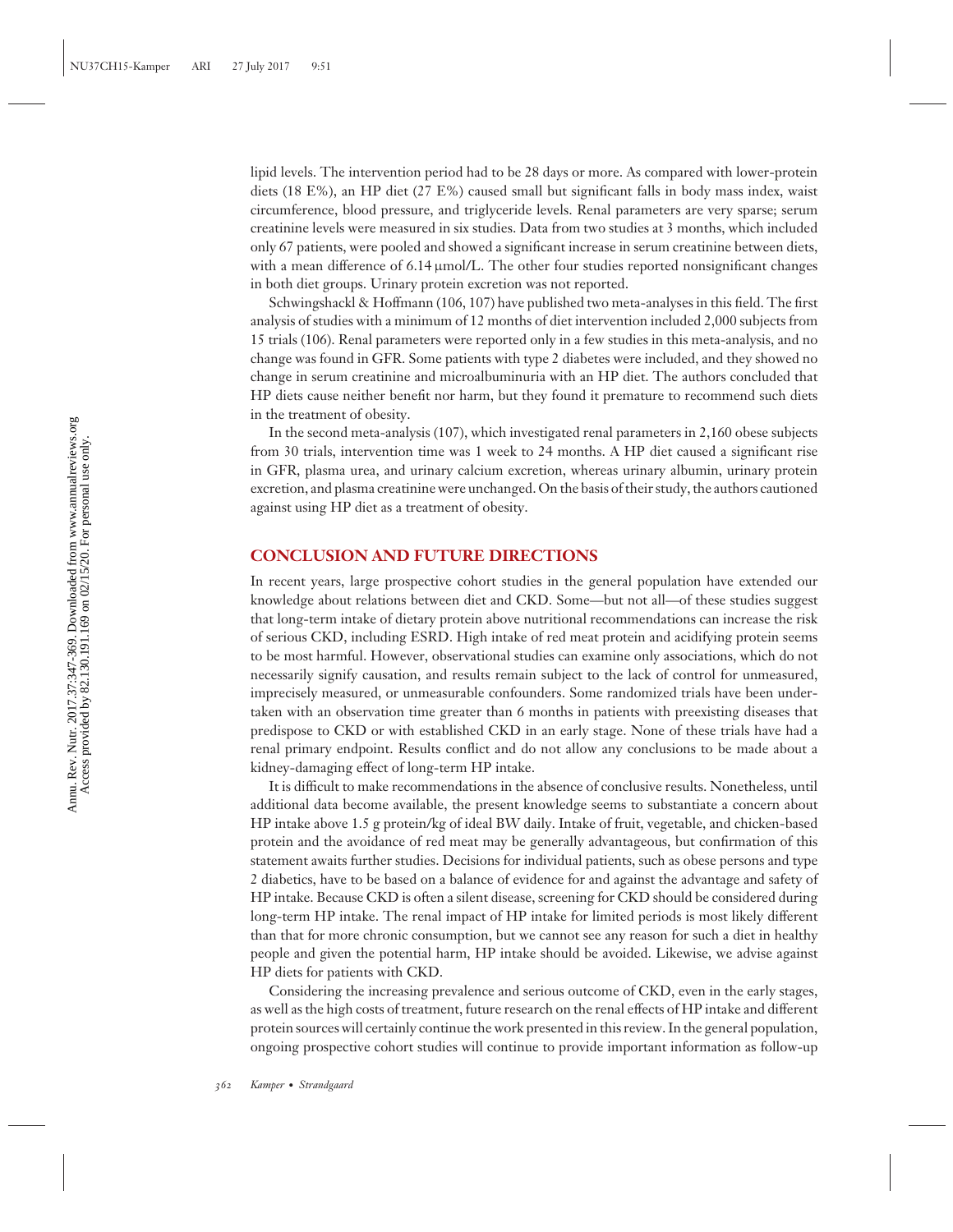lipid levels. The intervention period had to be 28 days or more. As compared with lower-protein diets (18 E%), an HP diet (27 E%) caused small but significant falls in body mass index, waist circumference, blood pressure, and triglyceride levels. Renal parameters are very sparse; serum creatinine levels were measured in six studies. Data from two studies at 3 months, which included only 67 patients, were pooled and showed a significant increase in serum creatinine between diets, with a mean difference of 6.14 μmol/L. The other four studies reported nonsignificant changes in both diet groups. Urinary protein excretion was not reported.

Schwingshackl & Hoffmann (106, 107) have published two meta-analyses in this field. The first analysis of studies with a minimum of 12 months of diet intervention included 2,000 subjects from 15 trials (106). Renal parameters were reported only in a few studies in this meta-analysis, and no change was found in GFR. Some patients with type 2 diabetes were included, and they showed no change in serum creatinine and microalbuminuria with an HP diet. The authors concluded that HP diets cause neither benefit nor harm, but they found it premature to recommend such diets in the treatment of obesity.

In the second meta-analysis (107), which investigated renal parameters in 2,160 obese subjects from 30 trials, intervention time was 1 week to 24 months. A HP diet caused a significant rise in GFR, plasma urea, and urinary calcium excretion, whereas urinary albumin, urinary protein excretion, and plasma creatinine were unchanged. On the basis of their study, the authors cautioned against using HP diet as a treatment of obesity.

## CONCLUSION AND FUTURE DIRECTIONS

In recent years, large prospective cohort studies in the general population have extended our knowledge about relations between diet and CKD. Some—but not all—of these studies suggest that long-term intake of dietary protein above nutritional recommendations can increase the risk of serious CKD, including ESRD. High intake of red meat protein and acidifying protein seems to be most harmful. However, observational studies can examine only associations, which do not necessarily signify causation, and results remain subject to the lack of control for unmeasured, imprecisely measured, or unmeasurable confounders. Some randomized trials have been undertaken with an observation time greater than 6 months in patients with preexisting diseases that predispose to CKD or with established CKD in an early stage. None of these trials have had a renal primary endpoint. Results conflict and do not allow any conclusions to be made about a kidney-damaging effect of long-term HP intake.

It is difficult to make recommendations in the absence of conclusive results. Nonetheless, until additional data become available, the present knowledge seems to substantiate a concern about HP intake above 1.5 g protein/kg of ideal BW daily. Intake of fruit, vegetable, and chicken-based protein and the avoidance of red meat may be generally advantageous, but confirmation of this statement awaits further studies. Decisions for individual patients, such as obese persons and type 2 diabetics, have to be based on a balance of evidence for and against the advantage and safety of HP intake. Because CKD is often a silent disease, screening for CKD should be considered during long-term HP intake. The renal impact of HP intake for limited periods is most likely different than that for more chronic consumption, but we cannot see any reason for such a diet in healthy people and given the potential harm, HP intake should be avoided. Likewise, we advise against HP diets for patients with CKD.

Considering the increasing prevalence and serious outcome of CKD, even in the early stages, as well as the high costs of treatment, future research on the renal effects of HP intake and different protein sources will certainly continue the work presented in this review. In the general population, ongoing prospective cohort studies will continue to provide important information as follow-up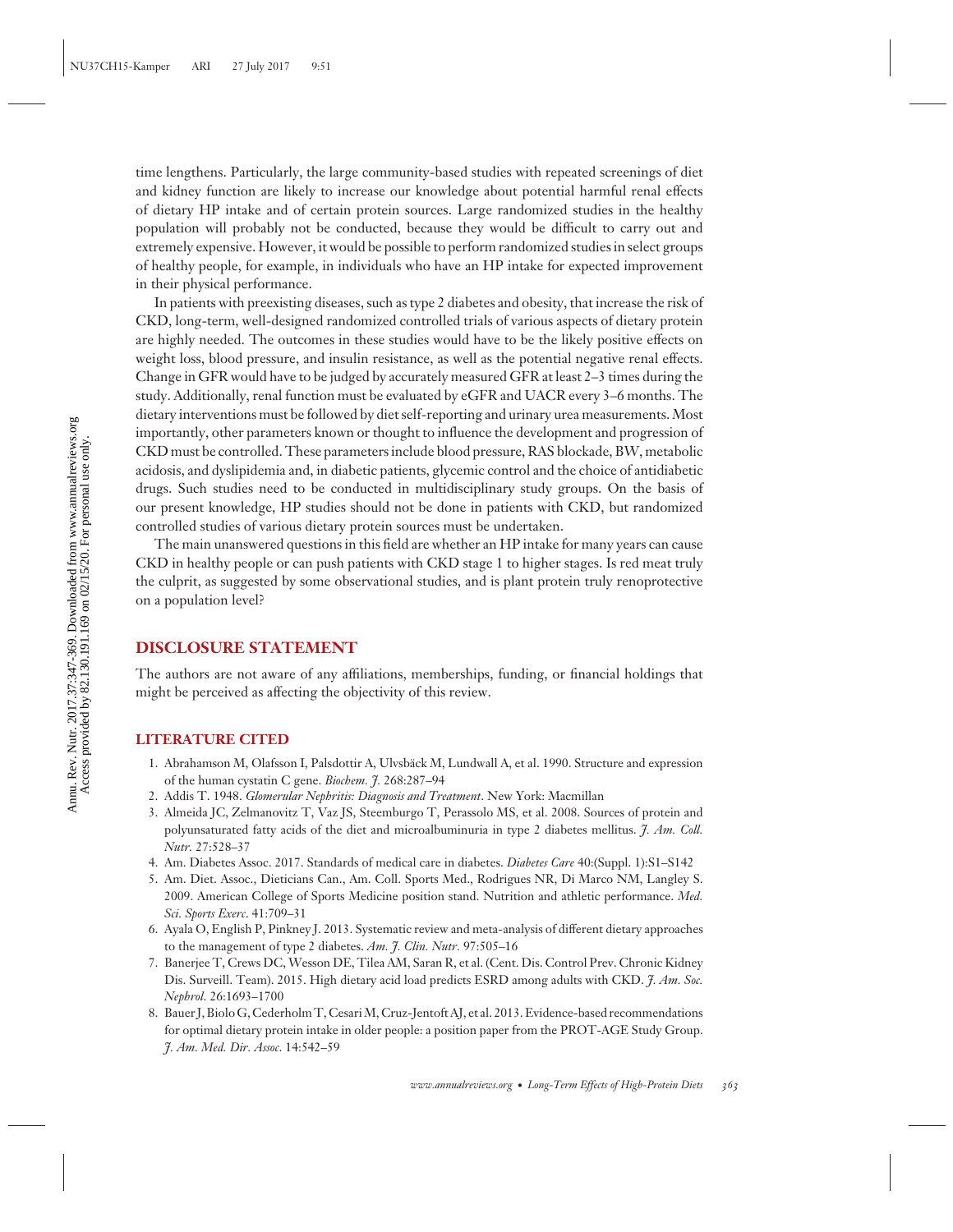time lengthens. Particularly, the large community-based studies with repeated screenings of diet and kidney function are likely to increase our knowledge about potential harmful renal effects of dietary HP intake and of certain protein sources. Large randomized studies in the healthy population will probably not be conducted, because they would be difficult to carry out and extremely expensive. However, it would be possible to perform randomized studies in select groups of healthy people, for example, in individuals who have an HP intake for expected improvement in their physical performance.

In patients with preexisting diseases, such as type 2 diabetes and obesity, that increase the risk of CKD, long-term, well-designed randomized controlled trials of various aspects of dietary protein are highly needed. The outcomes in these studies would have to be the likely positive effects on weight loss, blood pressure, and insulin resistance, as well as the potential negative renal effects. Change in GFR would have to be judged by accurately measured GFR at least 2–3 times during the study. Additionally, renal function must be evaluated by eGFR and UACR every 3–6 months. The dietary interventions must be followed by diet self-reporting and urinary urea measurements. Most importantly, other parameters known or thought to influence the development and progression of CKD must be controlled. These parameters include blood pressure, RAS blockade, BW, metabolic acidosis, and dyslipidemia and, in diabetic patients, glycemic control and the choice of antidiabetic drugs. Such studies need to be conducted in multidisciplinary study groups. On the basis of our present knowledge, HP studies should not be done in patients with CKD, but randomized controlled studies of various dietary protein sources must be undertaken.

The main unanswered questions in this field are whether an HP intake for many years can cause CKD in healthy people or can push patients with CKD stage 1 to higher stages. Is red meat truly the culprit, as suggested by some observational studies, and is plant protein truly renoprotective on a population level?

## DISCLOSURE STATEMENT

The authors are not aware of any affiliations, memberships, funding, or financial holdings that might be perceived as affecting the objectivity of this review.

## LITERATURE CITED

1. Abrahamson M, Olafsson I, Palsdottir A, Ulvsbäck M, Lundwall A, et al. 1990. Structure and expression of the human cystatin C gene. *Biochem. J.* 268:287–94
2. Addis T. 1948. *Glomerular Nephritis: Diagnosis and Treatment*. New York: Macmillan
3. Almeida JC, Zelmanovitz T, Vaz JS, Steemburgo T, Perassolo MS, et al. 2008. Sources of protein and polyunsaturated fatty acids of the diet and microalbuminuria in type 2 diabetes mellitus. *J. Am. Coll. Nutr.* 27:528–37
4. Am. Diabetes Assoc. 2017. Standards of medical care in diabetes. *Diabetes Care* 40:(Suppl. 1):S1–S142
5. Am. Diet. Assoc., Dieticians Can., Am. Coll. Sports Med., Rodrigues NR, Di Marco NM, Langley S. 2009. American College of Sports Medicine position stand. Nutrition and athletic performance. *Med. Sci. Sports Exerc.* 41:709–31
6. Ayala O, English P, Pinkney J. 2013. Systematic review and meta-analysis of different dietary approaches to the management of type 2 diabetes. *Am. J. Clin. Nutr.* 97:505–16
7. Banerjee T, Crews DC, Wesson DE, Tilea AM, Saran R, et al. (Cent. Dis. Control Prev. Chronic Kidney Dis. Surveill. Team). 2015. High dietary acid load predicts ESRD among adults with CKD. *J. Am. Soc. Nephrol.* 26:1693–1700
8. Bauer J, Biolo G, Cederholm T, Cesari M, Cruz-Jentoft AJ, et al. 2013. Evidence-based recommendations for optimal dietary protein intake in older people: a position paper from the PROT-AGE Study Group. *J. Am. Med. Dir. Assoc.* 14:542–59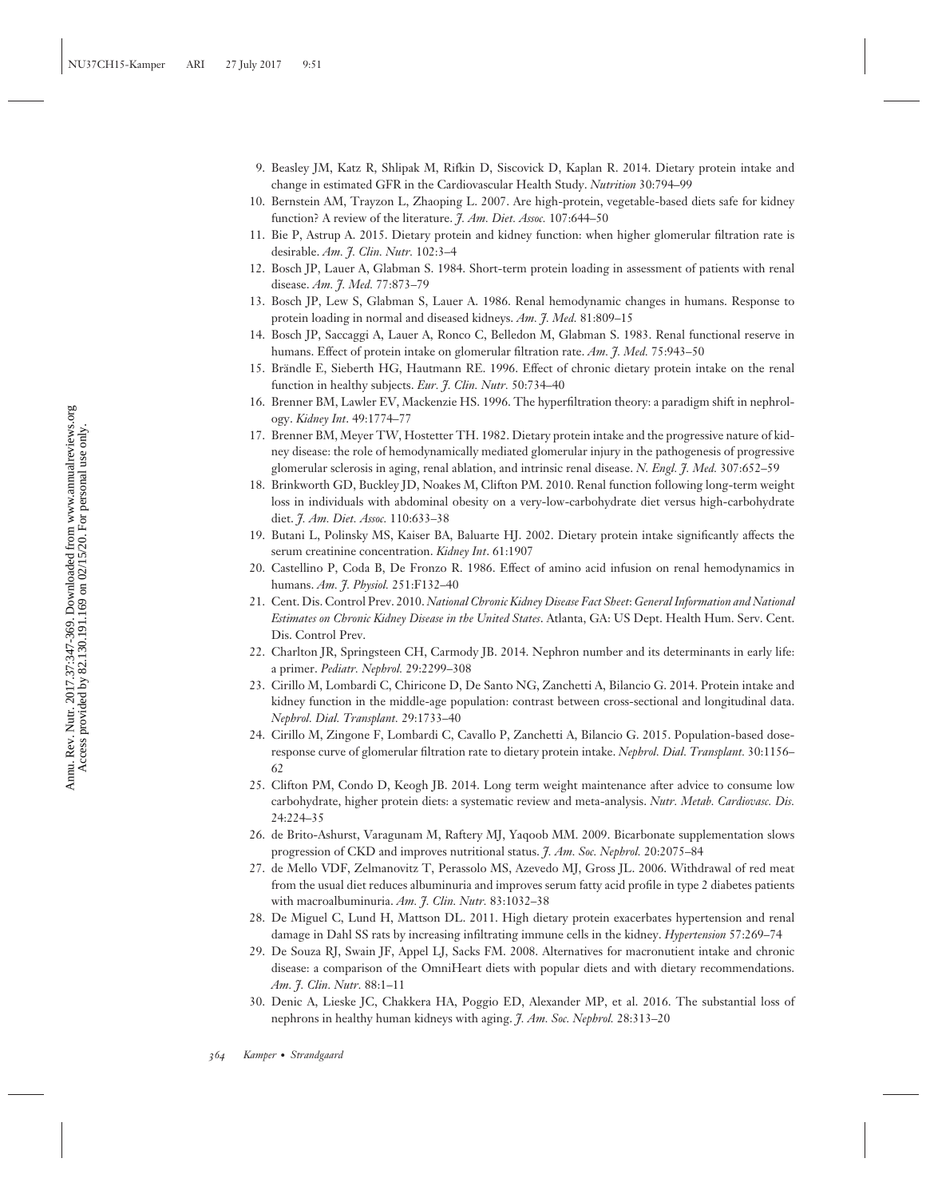9. Beasley JM, Katz R, Shlipak M, Rifkin D, Siscovick D, Kaplan R. 2014. Dietary protein intake and change in estimated GFR in the Cardiovascular Health Study. *Nutrition* 30:794–99
10. Bernstein AM, Trayzon L, Zhaoping L. 2007. Are high-protein, vegetable-based diets safe for kidney function? A review of the literature. *J. Am. Diet. Assoc.* 107:644–50
11. Bie P, Astrup A. 2015. Dietary protein and kidney function: when higher glomerular filtration rate is desirable. *Am. J. Clin. Nutr.* 102:3–4
12. Bosch JP, Lauer A, Glabman S. 1984. Short-term protein loading in assessment of patients with renal disease. *Am. J. Med.* 77:873–79
13. Bosch JP, Lew S, Glabman S, Lauer A. 1986. Renal hemodynamic changes in humans. Response to protein loading in normal and diseased kidneys. *Am. J. Med.* 81:809–15
14. Bosch JP, Saccaggi A, Lauer A, Ronco C, Belledon M, Glabman S. 1983. Renal functional reserve in humans. Effect of protein intake on glomerular filtration rate. *Am. J. Med.* 75:943–50
15. Brändle E, Sieberth HG, Hautmann RE. 1996. Effect of chronic dietary protein intake on the renal function in healthy subjects. *Eur. J. Clin. Nutr.* 50:734–40
16. Brenner BM, Lawler EV, Mackenzie HS. 1996. The hyperfiltration theory: a paradigm shift in nephrology. *Kidney Int*. 49:1774–77
17. Brenner BM, Meyer TW, Hostetter TH. 1982. Dietary protein intake and the progressive nature of kidney disease: the role of hemodynamically mediated glomerular injury in the pathogenesis of progressive glomerular sclerosis in aging, renal ablation, and intrinsic renal disease. *N. Engl. J. Med.* 307:652–59
18. Brinkworth GD, Buckley JD, Noakes M, Clifton PM. 2010. Renal function following long-term weight loss in individuals with abdominal obesity on a very-low-carbohydrate diet versus high-carbohydrate diet. *J. Am. Diet. Assoc.* 110:633–38
19. Butani L, Polinsky MS, Kaiser BA, Baluarte HJ. 2002. Dietary protein intake significantly affects the serum creatinine concentration. *Kidney Int*. 61:1907
20. Castellino P, Coda B, De Fronzo R. 1986. Effect of amino acid infusion on renal hemodynamics in humans. *Am. J. Physiol.* 251:F132–40
21. Cent. Dis. Control Prev. 2010. *National Chronic Kidney Disease Fact Sheet*: *General Information and National Estimates on Chronic Kidney Disease in the United States*. Atlanta, GA: US Dept. Health Hum. Serv. Cent. Dis. Control Prev.
22. Charlton JR, Springsteen CH, Carmody JB. 2014. Nephron number and its determinants in early life: a primer. *Pediatr. Nephrol.* 29:2299–308
23. Cirillo M, Lombardi C, Chiricone D, De Santo NG, Zanchetti A, Bilancio G. 2014. Protein intake and kidney function in the middle-age population: contrast between cross-sectional and longitudinal data. *Nephrol. Dial. Transplant.* 29:1733–40
24. Cirillo M, Zingone F, Lombardi C, Cavallo P, Zanchetti A, Bilancio G. 2015. Population-based dose-response curve of glomerular filtration rate to dietary protein intake. *Nephrol. Dial. Transplant.* 30:1156–62
25. Clifton PM, Condo D, Keogh JB. 2014. Long term weight maintenance after advice to consume low carbohydrate, higher protein diets: a systematic review and meta-analysis. *Nutr. Metab. Cardiovasc. Dis.* 24:224–35
26. de Brito-Ashurst, Varagunam M, Raftery MJ, Yaqoob MM. 2009. Bicarbonate supplementation slows progression of CKD and improves nutritional status. *J. Am. Soc. Nephrol.* 20:2075–84
27. de Mello VDF, Zelmanovitz T, Perassolo MS, Azevedo MJ, Gross JL. 2006. Withdrawal of red meat from the usual diet reduces albuminuria and improves serum fatty acid profile in type 2 diabetes patients with macroalbuminuria. *Am. J. Clin. Nutr.* 83:1032–38
28. De Miguel C, Lund H, Mattson DL. 2011. High dietary protein exacerbates hypertension and renal damage in Dahl SS rats by increasing infiltrating immune cells in the kidney. *Hypertension* 57:269–74
29. De Souza RJ, Swain JF, Appel LJ, Sacks FM. 2008. Alternatives for macronutient intake and chronic disease: a comparison of the OmniHeart diets with popular diets and with dietary recommendations. *Am. J. Clin. Nutr*. 88:1–11
30. Denic A, Lieske JC, Chakkera HA, Poggio ED, Alexander MP, et al. 2016. The substantial loss of nephrons in healthy human kidneys with aging. *J. Am. Soc. Nephrol.* 28:313–20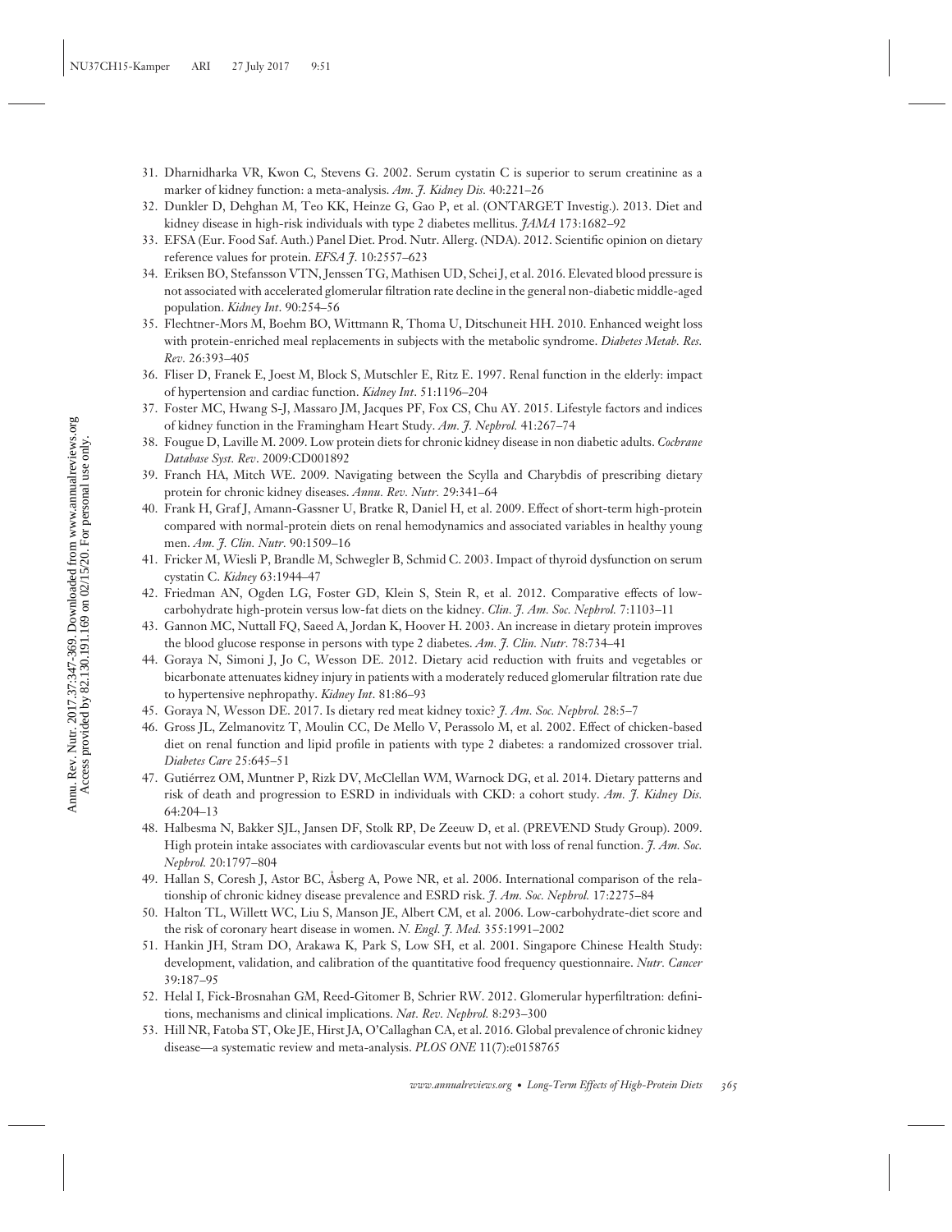31. Dharnidharka VR, Kwon C, Stevens G. 2002. Serum cystatin C is superior to serum creatinine as a marker of kidney function: a meta-analysis. *Am. J. Kidney Dis.* 40:221–26
32. Dunkler D, Dehghan M, Teo KK, Heinze G, Gao P, et al. (ONTARGET Investig.). 2013. Diet and kidney disease in high-risk individuals with type 2 diabetes mellitus. *JAMA* 173:1682–92
33. EFSA (Eur. Food Saf. Auth.) Panel Diet. Prod. Nutr. Allerg. (NDA). 2012. Scientific opinion on dietary reference values for protein. *EFSA J.* 10:2557–623
34. Eriksen BO, Stefansson VTN, Jenssen TG, Mathisen UD, Schei J, et al. 2016. Elevated blood pressure is not associated with accelerated glomerular filtration rate decline in the general non-diabetic middle-aged population. *Kidney Int.* 90:254–56
35. Flechtner-Mors M, Boehm BO, Wittmann R, Thoma U, Ditschuneit HH. 2010. Enhanced weight loss with protein-enriched meal replacements in subjects with the metabolic syndrome. *Diabetes Metab. Res. Rev.* 26:393–405
36. Fliser D, Franek E, Joest M, Block S, Mutschler E, Ritz E. 1997. Renal function in the elderly: impact of hypertension and cardiac function. *Kidney Int.* 51:1196–204
37. Foster MC, Hwang S-J, Massaro JM, Jacques PF, Fox CS, Chu AY. 2015. Lifestyle factors and indices of kidney function in the Framingham Heart Study. *Am. J. Nephrol.* 41:267–74
38. Fougue D, Laville M. 2009. Low protein diets for chronic kidney disease in non diabetic adults. *Cochrane Database Syst. Rev.* 2009:CD001892
39. Franch HA, Mitch WE. 2009. Navigating between the Scylla and Charybdis of prescribing dietary protein for chronic kidney diseases. *Annu. Rev. Nutr.* 29:341–64
40. Frank H, Graf J, Amann-Gassner U, Bratke R, Daniel H, et al. 2009. Effect of short-term high-protein compared with normal-protein diets on renal hemodynamics and associated variables in healthy young men. *Am. J. Clin. Nutr.* 90:1509–16
41. Fricker M, Wiesli P, Brandle M, Schwegler B, Schmid C. 2003. Impact of thyroid dysfunction on serum cystatin C. *Kidney* 63:1944–47
42. Friedman AN, Ogden LG, Foster GD, Klein S, Stein R, et al. 2012. Comparative effects of low-carbohydrate high-protein versus low-fat diets on the kidney. *Clin. J. Am. Soc. Nephrol.* 7:1103–11
43. Gannon MC, Nuttall FQ, Saeed A, Jordan K, Hoover H. 2003. An increase in dietary protein improves the blood glucose response in persons with type 2 diabetes. *Am. J. Clin. Nutr.* 78:734–41
44. Goraya N, Simoni J, Jo C, Wesson DE. 2012. Dietary acid reduction with fruits and vegetables or bicarbonate attenuates kidney injury in patients with a moderately reduced glomerular filtration rate due to hypertensive nephropathy. *Kidney Int.* 81:86–93
45. Goraya N, Wesson DE. 2017. Is dietary red meat kidney toxic? *J. Am. Soc. Nephrol.* 28:5–7
46. Gross JL, Zelmanovitz T, Moulin CC, De Mello V, Perassolo M, et al. 2002. Effect of chicken-based diet on renal function and lipid profile in patients with type 2 diabetes: a randomized crossover trial. *Diabetes Care* 25:645–51
47. Gutiérrez OM, Muntner P, Rizk DV, McClellan WM, Warnock DG, et al. 2014. Dietary patterns and risk of death and progression to ESRD in individuals with CKD: a cohort study. *Am. J. Kidney Dis.* 64:204–13
48. Halbesma N, Bakker SJL, Jansen DF, Stolk RP, De Zeeuw D, et al. (PREVEND Study Group). 2009. High protein intake associates with cardiovascular events but not with loss of renal function. *J. Am. Soc. Nephrol.* 20:1797–804
49. Hallan S, Coresh J, Astor BC, Åsberg A, Powe NR, et al. 2006. International comparison of the relationship of chronic kidney disease prevalence and ESRD risk. *J. Am. Soc. Nephrol.* 17:2275–84
50. Halton TL, Willett WC, Liu S, Manson JE, Albert CM, et al. 2006. Low-carbohydrate-diet score and the risk of coronary heart disease in women. *N. Engl. J. Med.* 355:1991–2002
51. Hankin JH, Stram DO, Arakawa K, Park S, Low SH, et al. 2001. Singapore Chinese Health Study: development, validation, and calibration of the quantitative food frequency questionnaire. *Nutr. Cancer* 39:187–95
52. Helal I, Fick-Brosnahan GM, Reed-Gitomer B, Schrier RW. 2012. Glomerular hyperfiltration: definitions, mechanisms and clinical implications. *Nat. Rev. Nephrol.* 8:293–300
53. Hill NR, Fatoba ST, Oke JE, Hirst JA, O'Callaghan CA, et al. 2016. Global prevalence of chronic kidney disease—a systematic review and meta-analysis. *PLOS ONE* 11(7):e0158765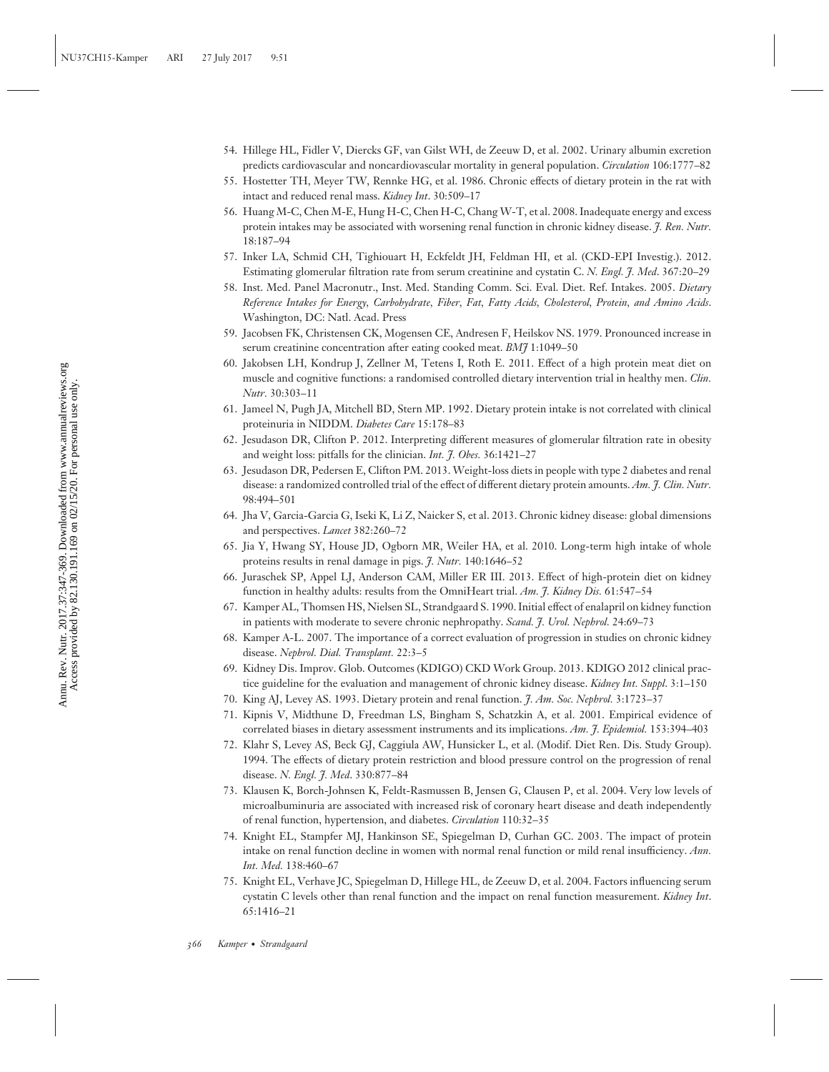54. Hillege HL, Fidler V, Diercks GF, van Gilst WH, de Zeeuw D, et al. 2002. Urinary albumin excretion predicts cardiovascular and noncardiovascular mortality in general population. *Circulation* 106:1777–82
55. Hostetter TH, Meyer TW, Rennke HG, et al. 1986. Chronic effects of dietary protein in the rat with intact and reduced renal mass. *Kidney Int*. 30:509–17
56. Huang M-C, Chen M-E, Hung H-C, Chen H-C, Chang W-T, et al. 2008. Inadequate energy and excess protein intakes may be associated with worsening renal function in chronic kidney disease. *J. Ren. Nutr*. 18:187–94
57. Inker LA, Schmid CH, Tighiouart H, Eckfeldt JH, Feldman HI, et al. (CKD-EPI Investig.). 2012. Estimating glomerular filtration rate from serum creatinine and cystatin C. *N. Engl. J. Med*. 367:20–29
58. Inst. Med. Panel Macronutr., Inst. Med. Standing Comm. Sci. Eval. Diet. Ref. Intakes. 2005. *Dietary Reference Intakes for Energy, Carbohydrate, Fiber, Fat, Fatty Acids, Cholesterol, Protein, and Amino Acids*. Washington, DC: Natl. Acad. Press
59. Jacobsen FK, Christensen CK, Mogensen CE, Andresen F, Heilskov NS. 1979. Pronounced increase in serum creatinine concentration after eating cooked meat. *BMJ* 1:1049–50
60. Jakobsen LH, Kondrup J, Zellner M, Tetens I, Roth E. 2011. Effect of a high protein meat diet on muscle and cognitive functions: a randomised controlled dietary intervention trial in healthy men. *Clin. Nutr*. 30:303–11
61. Jameel N, Pugh JA, Mitchell BD, Stern MP. 1992. Dietary protein intake is not correlated with clinical proteinuria in NIDDM. *Diabetes Care* 15:178–83
62. Jesudason DR, Clifton P. 2012. Interpreting different measures of glomerular filtration rate in obesity and weight loss: pitfalls for the clinician. *Int. J. Obes*. 36:1421–27
63. Jesudason DR, Pedersen E, Clifton PM. 2013. Weight-loss diets in people with type 2 diabetes and renal disease: a randomized controlled trial of the effect of different dietary protein amounts. *Am. J. Clin. Nutr*. 98:494–501
64. Jha V, Garcia-Garcia G, Iseki K, Li Z, Naicker S, et al. 2013. Chronic kidney disease: global dimensions and perspectives. *Lancet* 382:260–72
65. Jia Y, Hwang SY, House JD, Ogborn MR, Weiler HA, et al. 2010. Long-term high intake of whole proteins results in renal damage in pigs. *J. Nutr*. 140:1646–52
66. Juraschek SP, Appel LJ, Anderson CAM, Miller ER III. 2013. Effect of high-protein diet on kidney function in healthy adults: results from the OmniHeart trial. *Am. J. Kidney Dis*. 61:547–54
67. Kamper AL, Thomsen HS, Nielsen SL, Strandgaard S. 1990. Initial effect of enalapril on kidney function in patients with moderate to severe chronic nephropathy. *Scand. J. Urol. Nephrol*. 24:69–73
68. Kamper A-L. 2007. The importance of a correct evaluation of progression in studies on chronic kidney disease. *Nephrol. Dial. Transplant*. 22:3–5
69. Kidney Dis. Improv. Glob. Outcomes (KDIGO) CKD Work Group. 2013. KDIGO 2012 clinical practice guideline for the evaluation and management of chronic kidney disease. *Kidney Int. Suppl*. 3:1–150
70. King AJ, Levey AS. 1993. Dietary protein and renal function. *J. Am. Soc. Nephrol*. 3:1723–37
71. Kipnis V, Midthune D, Freedman LS, Bingham S, Schatzkin A, et al. 2001. Empirical evidence of correlated biases in dietary assessment instruments and its implications. *Am. J. Epidemiol*. 153:394–403
72. Klahr S, Levey AS, Beck GJ, Caggiula AW, Hunsicker L, et al. (Modif. Diet Ren. Dis. Study Group). 1994. The effects of dietary protein restriction and blood pressure control on the progression of renal disease. *N. Engl. J. Med*. 330:877–84
73. Klausen K, Borch-Johnsen K, Feldt-Rasmussen B, Jensen G, Clausen P, et al. 2004. Very low levels of microalbuminuria are associated with increased risk of coronary heart disease and death independently of renal function, hypertension, and diabetes. *Circulation* 110:32–35
74. Knight EL, Stampfer MJ, Hankinson SE, Spiegelman D, Curhan GC. 2003. The impact of protein intake on renal function decline in women with normal renal function or mild renal insufficiency. *Ann. Int. Med*. 138:460–67
75. Knight EL, Verhave JC, Spiegelman D, Hillege HL, de Zeeuw D, et al. 2004. Factors influencing serum cystatin C levels other than renal function and the impact on renal function measurement. *Kidney Int*. 65:1416–21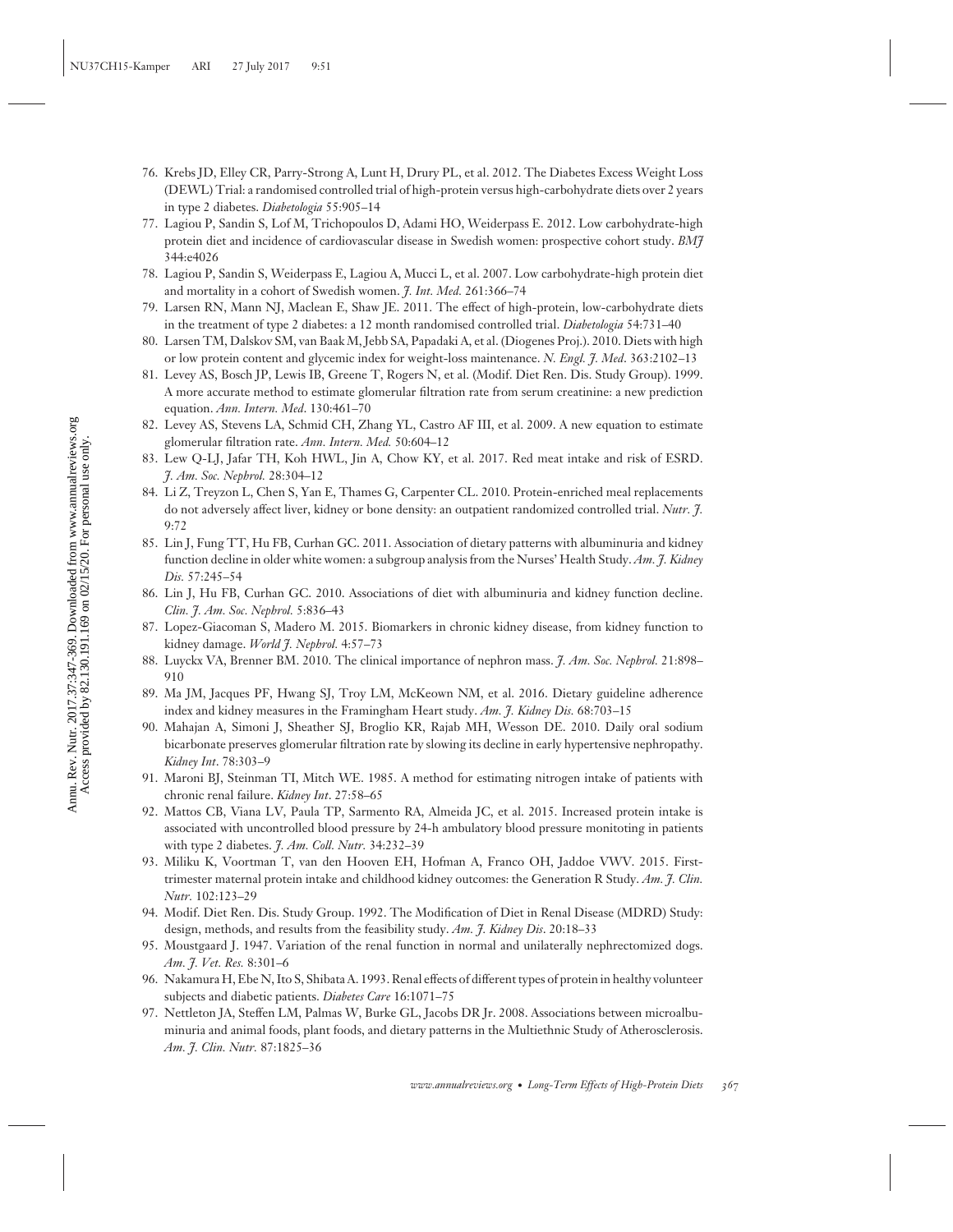76. Krebs JD, Elley CR, Parry-Strong A, Lunt H, Drury PL, et al. 2012. The Diabetes Excess Weight Loss (DEWL) Trial: a randomised controlled trial of high-protein versus high-carbohydrate diets over 2 years in type 2 diabetes. *Diabetologia* 55:905–14
77. Lagiou P, Sandin S, Lof M, Trichopoulos D, Adami HO, Weiderpass E. 2012. Low carbohydrate-high protein diet and incidence of cardiovascular disease in Swedish women: prospective cohort study. *BMJ* 344:e4026
78. Lagiou P, Sandin S, Weiderpass E, Lagiou A, Mucci L, et al. 2007. Low carbohydrate-high protein diet and mortality in a cohort of Swedish women. *J. Int. Med.* 261:366–74
79. Larsen RN, Mann NJ, Maclean E, Shaw JE. 2011. The effect of high-protein, low-carbohydrate diets in the treatment of type 2 diabetes: a 12 month randomised controlled trial. *Diabetologia* 54:731–40
80. Larsen TM, Dalskov SM, van Baak M, Jebb SA, Papadaki A, et al. (Diogenes Proj.). 2010. Diets with high or low protein content and glycemic index for weight-loss maintenance. *N. Engl. J. Med.* 363:2102–13
81. Levey AS, Bosch JP, Lewis JB, Greene T, Rogers N, et al. (Modif. Diet Ren. Dis. Study Group). 1999. A more accurate method to estimate glomerular filtration rate from serum creatinine: a new prediction equation. *Ann. Intern. Med.* 130:461–70
82. Levey AS, Stevens LA, Schmid CH, Zhang YL, Castro AF III, et al. 2009. A new equation to estimate glomerular filtration rate. *Ann. Intern. Med.* 50:604–12
83. Lew Q-LJ, Jafar TH, Koh HWL, Jin A, Chow KY, et al. 2017. Red meat intake and risk of ESRD. *J. Am. Soc. Nephrol.* 28:304–12
84. Li Z, Treyzon L, Chen S, Yan E, Thames G, Carpenter CL. 2010. Protein-enriched meal replacements do not adversely affect liver, kidney or bone density: an outpatient randomized controlled trial. *Nutr. J.* 9:72
85. Lin J, Fung TT, Hu FB, Curhan GC. 2011. Association of dietary patterns with albuminuria and kidney function decline in older white women: a subgroup analysis from the Nurses' Health Study. *Am. J. Kidney Dis.* 57:245–54
86. Lin J, Hu FB, Curhan GC. 2010. Associations of diet with albuminuria and kidney function decline. *Clin. J. Am. Soc. Nephrol.* 5:836–43
87. Lopez-Giacoman S, Madero M. 2015. Biomarkers in chronic kidney disease, from kidney function to kidney damage. *World J. Nephrol.* 4:57–73
88. Luyckx VA, Brenner BM. 2010. The clinical importance of nephron mass. *J. Am. Soc. Nephrol.* 21:898–910
89. Ma JM, Jacques PF, Hwang SJ, Troy LM, McKeown NM, et al. 2016. Dietary guideline adherence index and kidney measures in the Framingham Heart study. *Am. J. Kidney Dis.* 68:703–15
90. Mahajan A, Simoni J, Sheather SJ, Broglio KR, Rajab MH, Wesson DE. 2010. Daily oral sodium bicarbonate preserves glomerular filtration rate by slowing its decline in early hypertensive nephropathy. *Kidney Int.* 78:303–9
91. Maroni BJ, Steinman TI, Mitch WE. 1985. A method for estimating nitrogen intake of patients with chronic renal failure. *Kidney Int.* 27:58–65
92. Mattos CB, Viana LV, Paula TP, Sarmento RA, Almeida JC, et al. 2015. Increased protein intake is associated with uncontrolled blood pressure by 24-h ambulatory blood pressure monitoting in patients with type 2 diabetes. *J. Am. Coll. Nutr.* 34:232–39
93. Miliku K, Voortman T, van den Hooven EH, Hofman A, Franco OH, Jaddoe VWV. 2015. First-trimester maternal protein intake and childhood kidney outcomes: the Generation R Study. *Am. J. Clin. Nutr.* 102:123–29
94. Modif. Diet Ren. Dis. Study Group. 1992. The Modification of Diet in Renal Disease (MDRD) Study: design, methods, and results from the feasibility study. *Am. J. Kidney Dis.* 20:18–33
95. Moustgaard J. 1947. Variation of the renal function in normal and unilaterally nephrectomized dogs. *Am. J. Vet. Res.* 8:301–6
96. Nakamura H, Ebe N, Ito S, Shibata A. 1993. Renal effects of different types of protein in healthy volunteer subjects and diabetic patients. *Diabetes Care* 16:1071–75
97. Nettleton JA, Steffen LM, Palmas W, Burke GL, Jacobs DR Jr. 2008. Associations between microalbuminuria and animal foods, plant foods, and dietary patterns in the Multiethnic Study of Atherosclerosis. *Am. J. Clin. Nutr.* 87:1825–36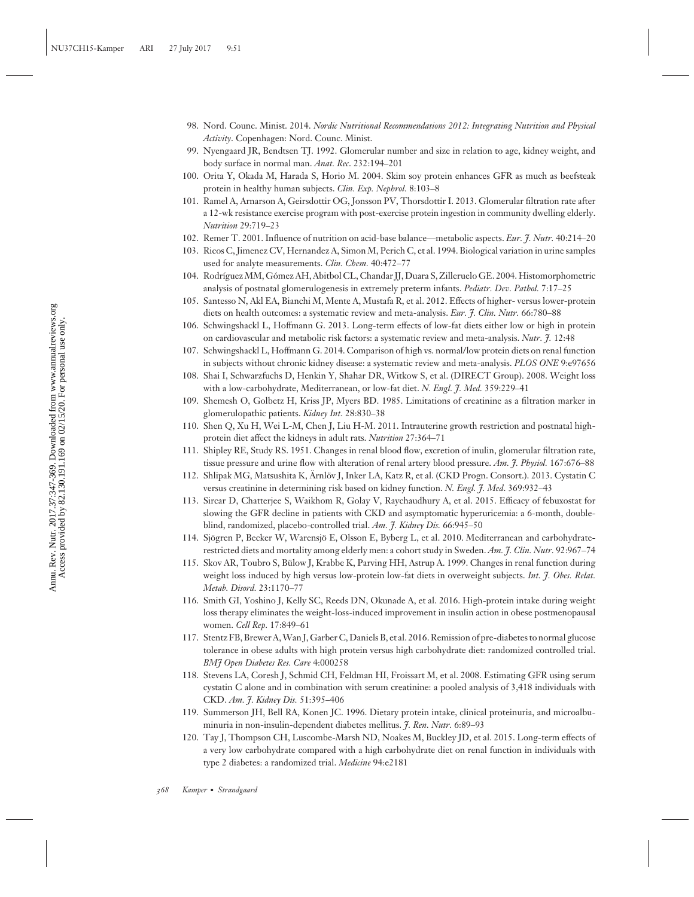98. Nord. Counc. Minist. 2014. *Nordic Nutritional Recommendations 2012: Integrating Nutrition and Physical Activity*. Copenhagen: Nord. Counc. Minist.
99. Nyengaard JR, Bendtsen TJ. 1992. Glomerular number and size in relation to age, kidney weight, and body surface in normal man. *Anat. Rec*. 232:194–201
100. Orita Y, Okada M, Harada S, Horio M. 2004. Skim soy protein enhances GFR as much as beefsteak protein in healthy human subjects. *Clin. Exp. Nephrol.* 8:103–8
101. Ramel A, Arnarson A, Geirsdottir OG, Jonsson PV, Thorsdottir I. 2013. Glomerular filtration rate after a 12-wk resistance exercise program with post-exercise protein ingestion in community dwelling elderly. *Nutrition* 29:719–23
102. Remer T. 2001. Influence of nutrition on acid-base balance—metabolic aspects. *Eur. J. Nutr.* 40:214–20
103. Ricos C, Jimenez CV, Hernandez A, Simon M, Perich C, et al. 1994. Biological variation in urine samples used for analyte measurements. *Clin. Chem.* 40:472–77
104. Rodríguez MM, Gómez AH, Abitbol CL, Chandar JJ, Duara S, Zilleruelo GE. 2004. Histomorphometric analysis of postnatal glomerulogenesis in extremely preterm infants. *Pediatr. Dev. Pathol.* 7:17–25
105. Santesso N, Akl EA, Bianchi M, Mente A, Mustafa R, et al. 2012. Effects of higher- versus lower-protein diets on health outcomes: a systematic review and meta-analysis. *Eur. J. Clin. Nutr.* 66:780–88
106. Schwingshackl L, Hoffmann G. 2013. Long-term effects of low-fat diets either low or high in protein on cardiovascular and metabolic risk factors: a systematic review and meta-analysis. *Nutr. J.* 12:48
107. Schwingshackl L, Hoffmann G. 2014. Comparison of high vs. normal/low protein diets on renal function in subjects without chronic kidney disease: a systematic review and meta-analysis. *PLOS ONE* 9:e97656
108. Shai I, Schwarzfuchs D, Henkin Y, Shahar DR, Witkow S, et al. (DIRECT Group). 2008. Weight loss with a low-carbohydrate, Mediterranean, or low-fat diet. *N. Engl. J. Med.* 359:229–41
109. Shemesh O, Golbetz H, Kriss JP, Myers BD. 1985. Limitations of creatinine as a filtration marker in glomerulopathic patients. *Kidney Int*. 28:830–38
110. Shen Q, Xu H, Wei L-M, Chen J, Liu H-M. 2011. Intrauterine growth restriction and postnatal high-protein diet affect the kidneys in adult rats. *Nutrition* 27:364–71
111. Shipley RE, Study RS. 1951. Changes in renal blood flow, excretion of inulin, glomerular filtration rate, tissue pressure and urine flow with alteration of renal artery blood pressure. *Am. J. Physiol.* 167:676–88
112. Shlipak MG, Matsushita K, Ärnlöv J, Inker LA, Katz R, et al. (CKD Progn. Consort.). 2013. Cystatin C versus creatinine in determining risk based on kidney function. *N. Engl. J. Med*. 369:932–43
113. Sircar D, Chatterjee S, Waikhom R, Golay V, Raychaudhury A, et al. 2015. Efficacy of febuxostat for slowing the GFR decline in patients with CKD and asymptomatic hyperuricemia: a 6-month, double-blind, randomized, placebo-controlled trial. *Am. J. Kidney Dis.* 66:945–50
114. Sjögren P, Becker W, Warensjö E, Olsson E, Byberg L, et al. 2010. Mediterranean and carbohydrate-restricted diets and mortality among elderly men: a cohort study in Sweden. *Am. J. Clin. Nutr.* 92:967–74
115. Skov AR, Toubro S, Bülow J, Krabbe K, Parving HH, Astrup A. 1999. Changes in renal function during weight loss induced by high versus low-protein low-fat diets in overweight subjects. *Int. J. Obes. Relat. Metab. Disord.* 23:1170–77
116. Smith GI, Yoshino J, Kelly SC, Reeds DN, Okunade A, et al. 2016. High-protein intake during weight loss therapy eliminates the weight-loss-induced improvement in insulin action in obese postmenopausal women. *Cell Rep*. 17:849–61
117. Stentz FB, Brewer A, Wan J, Garber C, Daniels B, et al. 2016. Remission of pre-diabetes to normal glucose tolerance in obese adults with high protein versus high carbohydrate diet: randomized controlled trial. *BMJ Open Diabetes Res. Care* 4:000258
118. Stevens LA, Coresh J, Schmid CH, Feldman HI, Froissart M, et al. 2008. Estimating GFR using serum cystatin C alone and in combination with serum creatinine: a pooled analysis of 3,418 individuals with CKD. *Am. J. Kidney Dis.* 51:395–406
119. Summerson JH, Bell RA, Konen JC. 1996. Dietary protein intake, clinical proteinuria, and microalbuminuria in non-insulin-dependent diabetes mellitus. *J. Ren. Nutr.* 6:89–93
120. Tay J, Thompson CH, Luscombe-Marsh ND, Noakes M, Buckley JD, et al. 2015. Long-term effects of a very low carbohydrate compared with a high carbohydrate diet on renal function in individuals with type 2 diabetes: a randomized trial. *Medicine* 94:e2181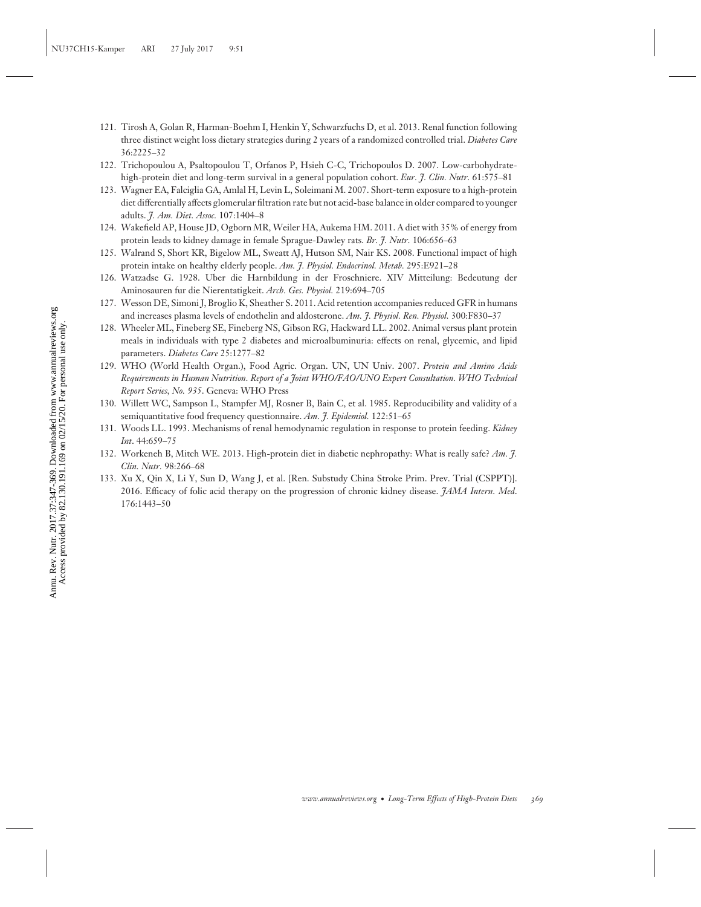121. Tirosh A, Golan R, Harman-Boehm I, Henkin Y, Schwarzfuchs D, et al. 2013. Renal function following three distinct weight loss dietary strategies during 2 years of a randomized controlled trial. *Diabetes Care* 36:2225–32
122. Trichopoulou A, Psaltopoulou T, Orfanos P, Hsieh C-C, Trichopoulos D. 2007. Low-carbohydrate-high-protein diet and long-term survival in a general population cohort. *Eur. J. Clin. Nutr.* 61:575–81
123. Wagner EA, Falciglia GA, Amlal H, Levin L, Soleimani M. 2007. Short-term exposure to a high-protein diet differentially affects glomerular filtration rate but not acid-base balance in older compared to younger adults. *J. Am. Diet. Assoc.* 107:1404–8
124. Wakefield AP, House JD, Ogborn MR, Weiler HA, Aukema HM. 2011. A diet with 35% of energy from protein leads to kidney damage in female Sprague-Dawley rats. *Br. J. Nutr.* 106:656–63
125. Walrand S, Short KR, Bigelow ML, Sweatt AJ, Hutson SM, Nair KS. 2008. Functional impact of high protein intake on healthy elderly people. *Am. J. Physiol. Endocrinol. Metab.* 295:E921–28
126. Watzadse G. 1928. Uber die Harnbildung in der Froschniere. XIV Mitteilung: Bedeutung der Aminosauren fur die Nierentatigkeit. *Arch. Ges. Physiol.* 219:694–705
127. Wesson DE, Simoni J, Broglio K, Sheather S. 2011. Acid retention accompanies reduced GFR in humans and increases plasma levels of endothelin and aldosterone. *Am. J. Physiol. Ren. Physiol.* 300:F830–37
128. Wheeler ML, Fineberg SE, Fineberg NS, Gibson RG, Hackward LL. 2002. Animal versus plant protein meals in individuals with type 2 diabetes and microalbuminuria: effects on renal, glycemic, and lipid parameters. *Diabetes Care* 25:1277–82
129. WHO (World Health Organ.), Food Agric. Organ. UN, UN Univ. 2007. *Protein and Amino Acids Requirements in Human Nutrition. Report of a Joint WHO/FAO/UNO Expert Consultation. WHO Technical Report Series, No. 935*. Geneva: WHO Press
130. Willett WC, Sampson L, Stampfer MJ, Rosner B, Bain C, et al. 1985. Reproducibility and validity of a semiquantitative food frequency questionnaire. *Am. J. Epidemiol.* 122:51–65
131. Woods LL. 1993. Mechanisms of renal hemodynamic regulation in response to protein feeding. *Kidney Int*. 44:659–75
132. Workeneh B, Mitch WE. 2013. High-protein diet in diabetic nephropathy: What is really safe? *Am. J. Clin. Nutr.* 98:266–68
133. Xu X, Qin X, Li Y, Sun D, Wang J, et al. [Ren. Substudy China Stroke Prim. Prev. Trial (CSPPT)]. 2016. Efficacy of folic acid therapy on the progression of chronic kidney disease. *JAMA Intern. Med*. 176:1443–50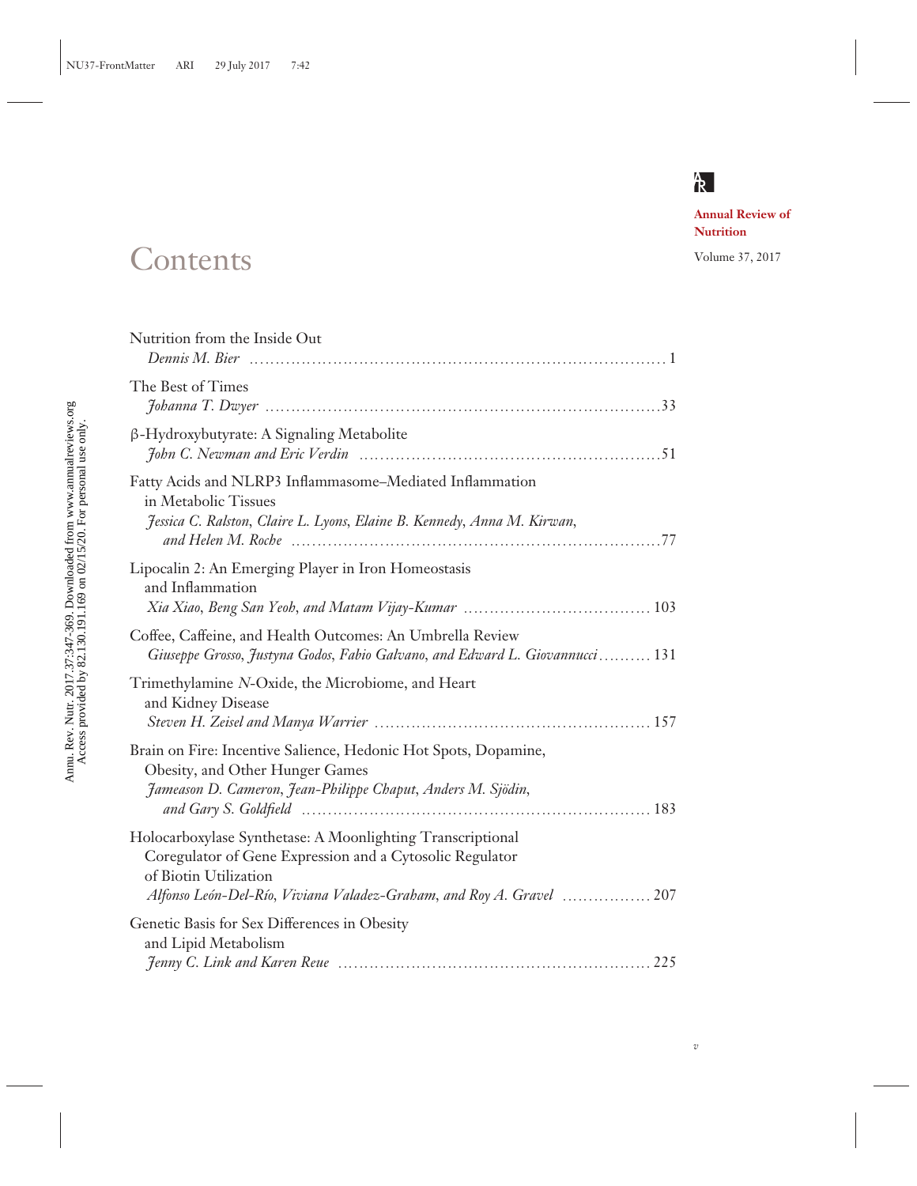Annual Review of Nutrition

Volume 37, 2017

# Contents

Nutrition from the Inside Out
*Dennis M. Bier* ..... 1

The Best of Times
*Johanna T. Dwyer* ..... 33

β-Hydroxybutyrate: A Signaling Metabolite
*John C. Newman and Eric Verdin* ..... 51

Fatty Acids and NLRP3 Inflammasome–Mediated Inflammation in Metabolic Tissues
*Jessica C. Ralston, Claire L. Lyons, Elaine B. Kennedy, Anna M. Kirwan, and Helen M. Roche* ..... 77

Lipocalin 2: An Emerging Player in Iron Homeostasis and Inflammation
*Xia Xiao, Beng San Yeoh, and Matam Vijay-Kumar* ..... 103

Coffee, Caffeine, and Health Outcomes: An Umbrella Review
*Giuseppe Grosso, Justyna Godos, Fabio Galvano, and Edward L. Giovannucci* ..... 131

Trimethylamine *N*-Oxide, the Microbiome, and Heart and Kidney Disease
*Steven H. Zeisel and Manya Warrier* ..... 157

Brain on Fire: Incentive Salience, Hedonic Hot Spots, Dopamine, Obesity, and Other Hunger Games
*Jameason D. Cameron, Jean-Philippe Chaput, Anders M. Sjödin, and Gary S. Goldfield* ..... 183

Holocarboxylase Synthetase: A Moonlighting Transcriptional Coregulator of Gene Expression and a Cytosolic Regulator of Biotin Utilization
*Alfonso León-Del-Río, Viviana Valadez-Graham, and Roy A. Gravel* ..... 207

Genetic Basis for Sex Differences in Obesity and Lipid Metabolism
*Jenny C. Link and Karen Reue* ..... 225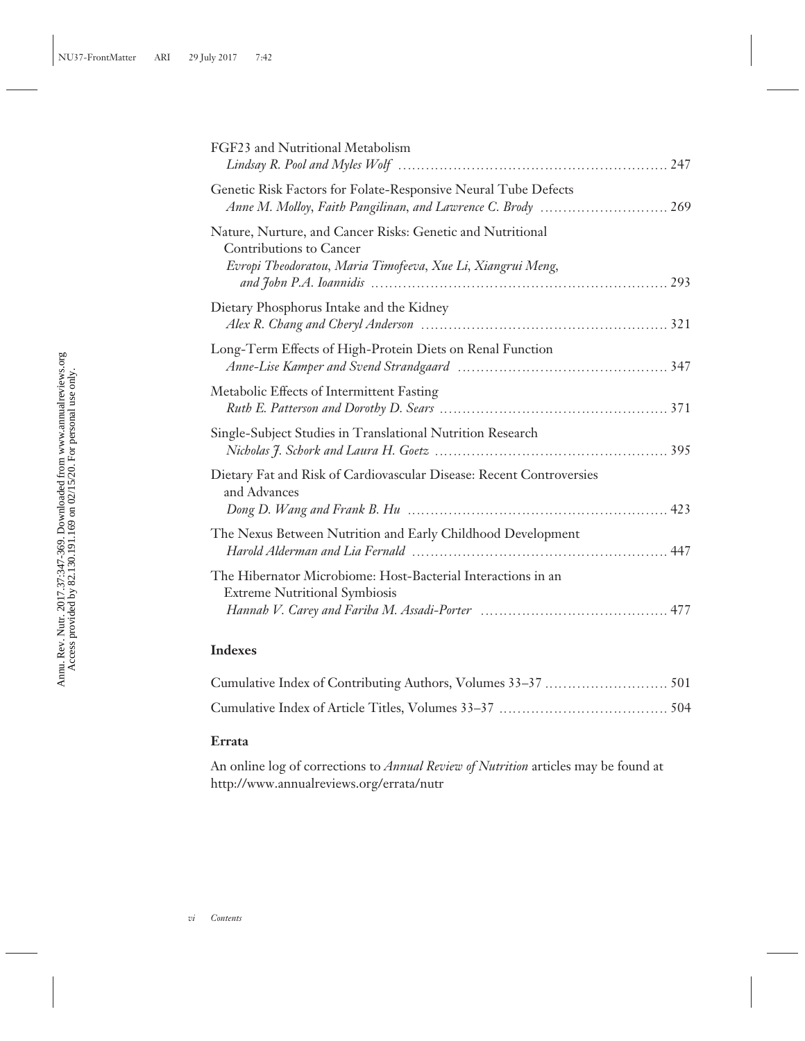FGF23 and Nutritional Metabolism
*Lindsay R. Pool and Myles Wolf* ........................................................ 247

Genetic Risk Factors for Folate-Responsive Neural Tube Defects
*Anne M. Molloy, Faith Pangilinan, and Lawrence C. Brody* ........................... 269

Nature, Nurture, and Cancer Risks: Genetic and Nutritional Contributions to Cancer
*Evropi Theodoratou, Maria Timofeeva, Xue Li, Xiangrui Meng, and John P.A. Ioannidis* ........................................................ 293

Dietary Phosphorus Intake and the Kidney
*Alex R. Chang and Cheryl Anderson* .................................................... 321

Long-Term Effects of High-Protein Diets on Renal Function
*Anne-Lise Kamper and Svend Strandgaard* ............................................ 347

Metabolic Effects of Intermittent Fasting
*Ruth E. Patterson and Dorothy D. Sears* ................................................ 371

Single-Subject Studies in Translational Nutrition Research
*Nicholas J. Schork and Laura H. Goetz* ................................................ 395

Dietary Fat and Risk of Cardiovascular Disease: Recent Controversies and Advances
*Dong D. Wang and Frank B. Hu* ........................................................ 423

The Nexus Between Nutrition and Early Childhood Development
*Harold Alderman and Lia Fernald* ...................................................... 447

The Hibernator Microbiome: Host-Bacterial Interactions in an Extreme Nutritional Symbiosis
*Hannah V. Carey and Fariba M. Assadi-Porter* ....................................... 477

## Indexes

Cumulative Index of Contributing Authors, Volumes 33–37 .......................... 501

Cumulative Index of Article Titles, Volumes 33–37 .................................. 504

## Errata

An online log of corrections to *Annual Review of Nutrition* articles may be found at http://www.annualreviews.org/errata/nutr